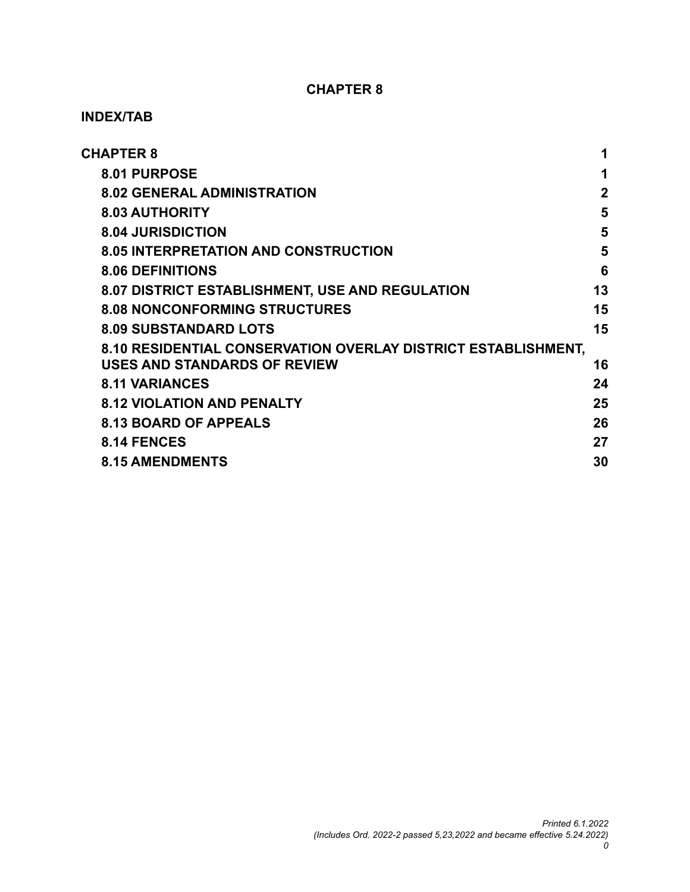# CHAPTER 8

## INDEX/TAB

| | |
|---|---|
| **CHAPTER 8** | **1** |
| **8.01 PURPOSE** | **1** |
| **8.02 GENERAL ADMINISTRATION** | **2** |
| **8.03 AUTHORITY** | **5** |
| **8.04 JURISDICTION** | **5** |
| **8.05 INTERPRETATION AND CONSTRUCTION** | **5** |
| **8.06 DEFINITIONS** | **6** |
| **8.07 DISTRICT ESTABLISHMENT, USE AND REGULATION** | **13** |
| **8.08 NONCONFORMING STRUCTURES** | **15** |
| **8.09 SUBSTANDARD LOTS** | **15** |
| **8.10 RESIDENTIAL CONSERVATION OVERLAY DISTRICT ESTABLISHMENT, USES AND STANDARDS OF REVIEW** | **16** |
| **8.11 VARIANCES** | **24** |
| **8.12 VIOLATION AND PENALTY** | **25** |
| **8.13 BOARD OF APPEALS** | **26** |
| **8.14 FENCES** | **27** |
| **8.15 AMENDMENTS** | **30** |

*Printed 6.1.2022*
*(Includes Ord. 2022-2 passed 5,23,2022 and became effective 5.24.2022)*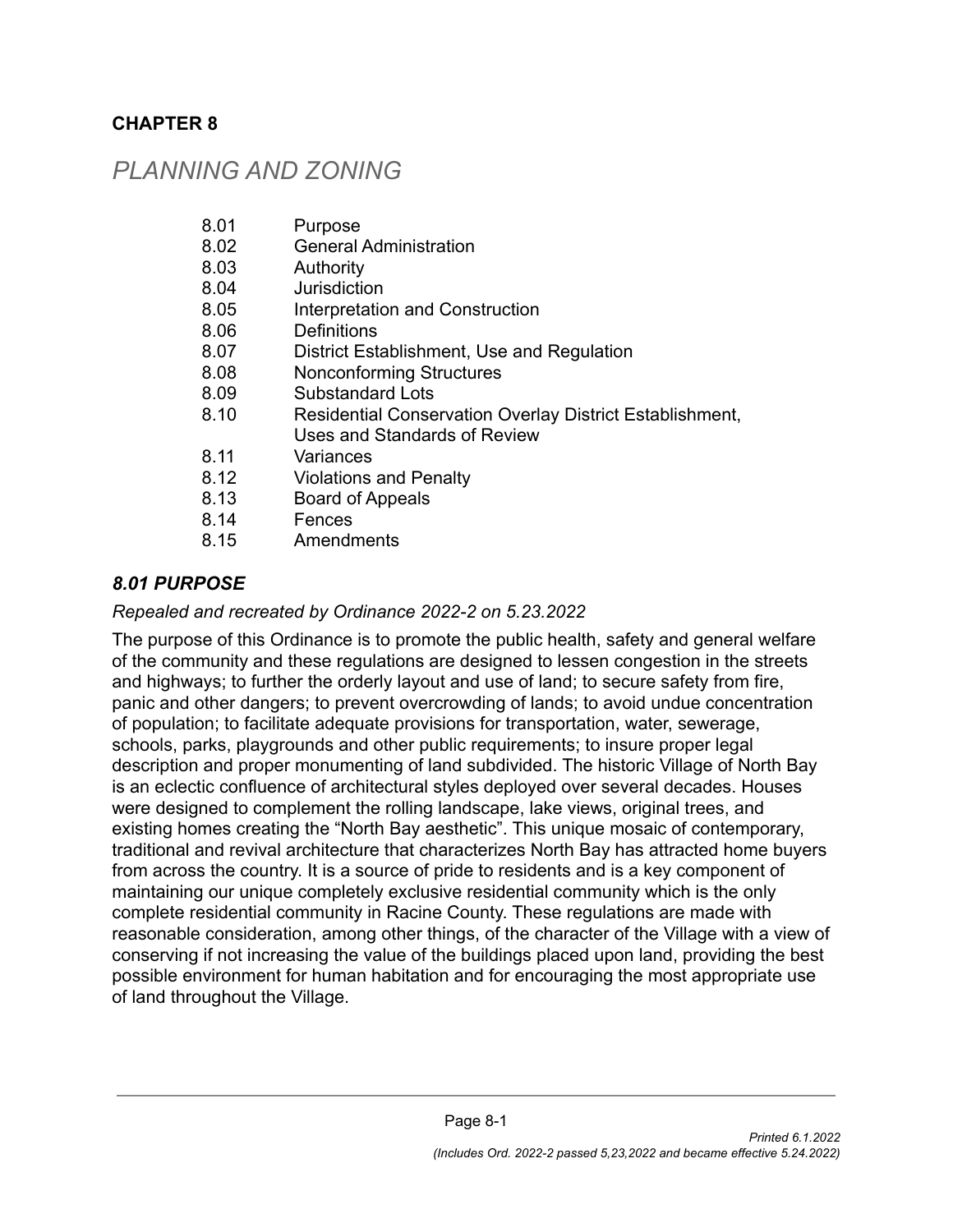**CHAPTER 8**

# *PLANNING AND ZONING*

| | |
|---|---|
| 8.01 | Purpose |
| 8.02 | General Administration |
| 8.03 | Authority |
| 8.04 | Jurisdiction |
| 8.05 | Interpretation and Construction |
| 8.06 | Definitions |
| 8.07 | District Establishment, Use and Regulation |
| 8.08 | Nonconforming Structures |
| 8.09 | Substandard Lots |
| 8.10 | Residential Conservation Overlay District Establishment, Uses and Standards of Review |
| 8.11 | Variances |
| 8.12 | Violations and Penalty |
| 8.13 | Board of Appeals |
| 8.14 | Fences |
| 8.15 | Amendments |

## *8.01 PURPOSE*

*Repealed and recreated by Ordinance 2022-2 on 5.23.2022*

The purpose of this Ordinance is to promote the public health, safety and general welfare of the community and these regulations are designed to lessen congestion in the streets and highways; to further the orderly layout and use of land; to secure safety from fire, panic and other dangers; to prevent overcrowding of lands; to avoid undue concentration of population; to facilitate adequate provisions for transportation, water, sewerage, schools, parks, playgrounds and other public requirements; to insure proper legal description and proper monumenting of land subdivided. The historic Village of North Bay is an eclectic confluence of architectural styles deployed over several decades. Houses were designed to complement the rolling landscape, lake views, original trees, and existing homes creating the "North Bay aesthetic". This unique mosaic of contemporary, traditional and revival architecture that characterizes North Bay has attracted home buyers from across the country. It is a source of pride to residents and is a key component of maintaining our unique completely exclusive residential community which is the only complete residential community in Racine County. These regulations are made with reasonable consideration, among other things, of the character of the Village with a view of conserving if not increasing the value of the buildings placed upon land, providing the best possible environment for human habitation and for encouraging the most appropriate use of land throughout the Village.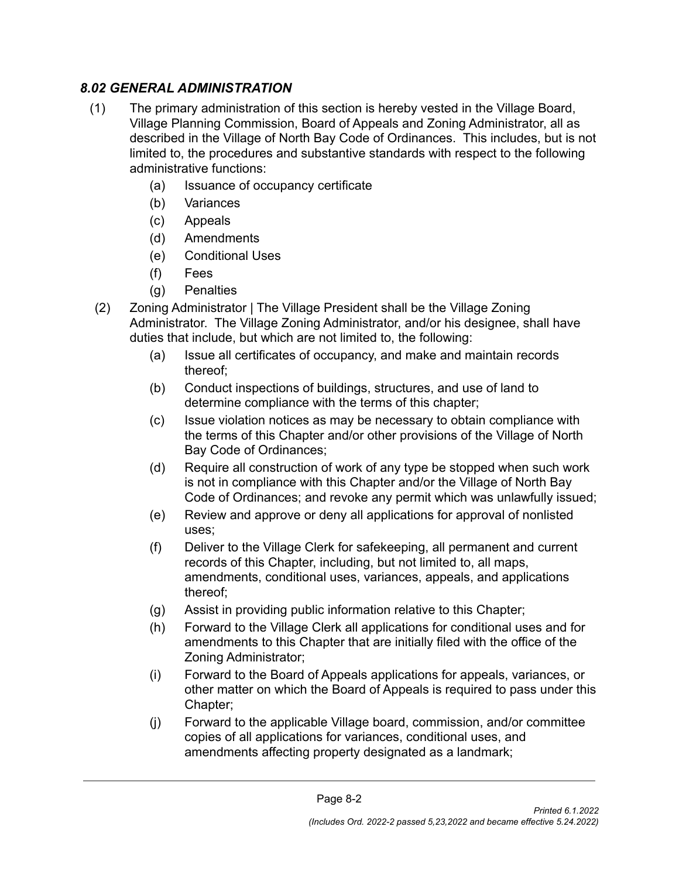### *8.02 GENERAL ADMINISTRATION*

(1) The primary administration of this section is hereby vested in the Village Board, Village Planning Commission, Board of Appeals and Zoning Administrator, all as described in the Village of North Bay Code of Ordinances. This includes, but is not limited to, the procedures and substantive standards with respect to the following administrative functions:

  - (a) Issuance of occupancy certificate
  - (b) Variances
  - (c) Appeals
  - (d) Amendments
  - (e) Conditional Uses
  - (f) Fees
  - (g) Penalties

(2) Zoning Administrator | The Village President shall be the Village Zoning Administrator. The Village Zoning Administrator, and/or his designee, shall have duties that include, but which are not limited to, the following:

  - (a) Issue all certificates of occupancy, and make and maintain records thereof;
  - (b) Conduct inspections of buildings, structures, and use of land to determine compliance with the terms of this chapter;
  - (c) Issue violation notices as may be necessary to obtain compliance with the terms of this Chapter and/or other provisions of the Village of North Bay Code of Ordinances;
  - (d) Require all construction of work of any type be stopped when such work is not in compliance with this Chapter and/or the Village of North Bay Code of Ordinances; and revoke any permit which was unlawfully issued;
  - (e) Review and approve or deny all applications for approval of nonlisted uses;
  - (f) Deliver to the Village Clerk for safekeeping, all permanent and current records of this Chapter, including, but not limited to, all maps, amendments, conditional uses, variances, appeals, and applications thereof;
  - (g) Assist in providing public information relative to this Chapter;
  - (h) Forward to the Village Clerk all applications for conditional uses and for amendments to this Chapter that are initially filed with the office of the Zoning Administrator;
  - (i) Forward to the Board of Appeals applications for appeals, variances, or other matter on which the Board of Appeals is required to pass under this Chapter;
  - (j) Forward to the applicable Village board, commission, and/or committee copies of all applications for variances, conditional uses, and amendments affecting property designated as a landmark;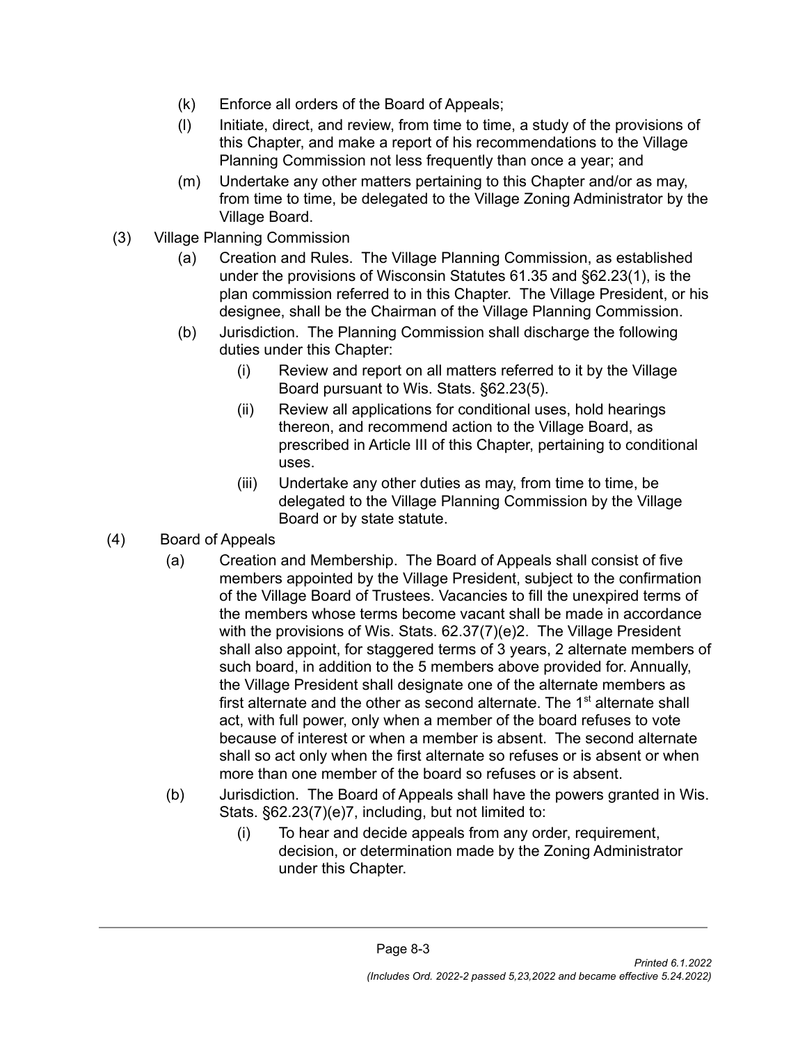- (k) Enforce all orders of the Board of Appeals;
- (l) Initiate, direct, and review, from time to time, a study of the provisions of this Chapter, and make a report of his recommendations to the Village Planning Commission not less frequently than once a year; and
- (m) Undertake any other matters pertaining to this Chapter and/or as may, from time to time, be delegated to the Village Zoning Administrator by the Village Board.

(3) Village Planning Commission

- (a) Creation and Rules. The Village Planning Commission, as established under the provisions of Wisconsin Statutes 61.35 and §62.23(1), is the plan commission referred to in this Chapter. The Village President, or his designee, shall be the Chairman of the Village Planning Commission.
- (b) Jurisdiction. The Planning Commission shall discharge the following duties under this Chapter:
  - (i) Review and report on all matters referred to it by the Village Board pursuant to Wis. Stats. §62.23(5).
  - (ii) Review all applications for conditional uses, hold hearings thereon, and recommend action to the Village Board, as prescribed in Article III of this Chapter, pertaining to conditional uses.
  - (iii) Undertake any other duties as may, from time to time, be delegated to the Village Planning Commission by the Village Board or by state statute.

(4) Board of Appeals

- (a) Creation and Membership. The Board of Appeals shall consist of five members appointed by the Village President, subject to the confirmation of the Village Board of Trustees. Vacancies to fill the unexpired terms of the members whose terms become vacant shall be made in accordance with the provisions of Wis. Stats. 62.37(7)(e)2. The Village President shall also appoint, for staggered terms of 3 years, 2 alternate members of such board, in addition to the 5 members above provided for. Annually, the Village President shall designate one of the alternate members as first alternate and the other as second alternate. The 1st alternate shall act, with full power, only when a member of the board refuses to vote because of interest or when a member is absent. The second alternate shall so act only when the first alternate so refuses or is absent or when more than one member of the board so refuses or is absent.
- (b) Jurisdiction. The Board of Appeals shall have the powers granted in Wis. Stats. §62.23(7)(e)7, including, but not limited to:
  - (i) To hear and decide appeals from any order, requirement, decision, or determination made by the Zoning Administrator under this Chapter.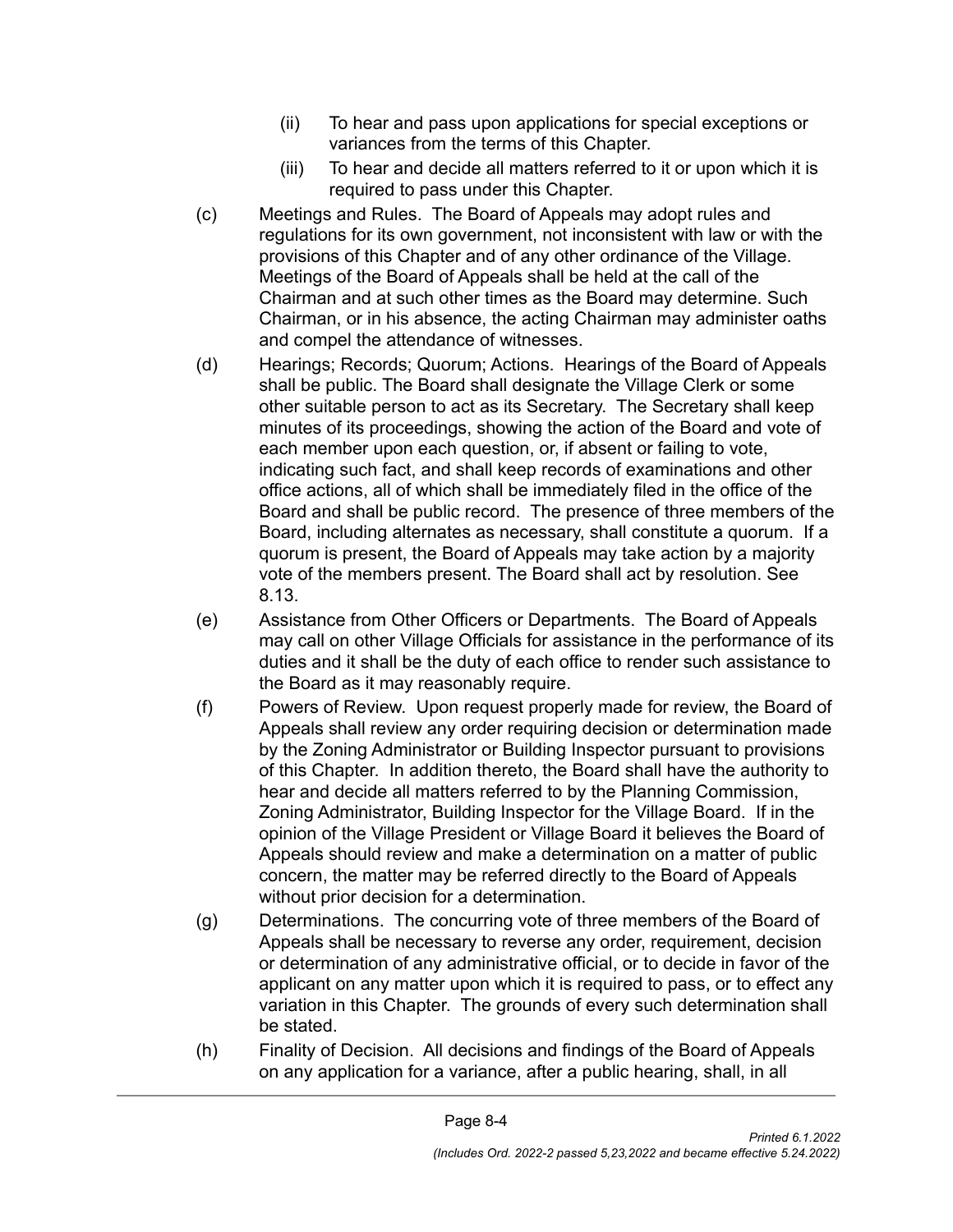(ii) To hear and pass upon applications for special exceptions or variances from the terms of this Chapter.

   (iii) To hear and decide all matters referred to it or upon which it is required to pass under this Chapter.

(c) Meetings and Rules. The Board of Appeals may adopt rules and regulations for its own government, not inconsistent with law or with the provisions of this Chapter and of any other ordinance of the Village. Meetings of the Board of Appeals shall be held at the call of the Chairman and at such other times as the Board may determine. Such Chairman, or in his absence, the acting Chairman may administer oaths and compel the attendance of witnesses.

(d) Hearings; Records; Quorum; Actions. Hearings of the Board of Appeals shall be public. The Board shall designate the Village Clerk or some other suitable person to act as its Secretary. The Secretary shall keep minutes of its proceedings, showing the action of the Board and vote of each member upon each question, or, if absent or failing to vote, indicating such fact, and shall keep records of examinations and other office actions, all of which shall be immediately filed in the office of the Board and shall be public record. The presence of three members of the Board, including alternates as necessary, shall constitute a quorum. If a quorum is present, the Board of Appeals may take action by a majority vote of the members present. The Board shall act by resolution. See 8.13.

(e) Assistance from Other Officers or Departments. The Board of Appeals may call on other Village Officials for assistance in the performance of its duties and it shall be the duty of each office to render such assistance to the Board as it may reasonably require.

(f) Powers of Review. Upon request properly made for review, the Board of Appeals shall review any order requiring decision or determination made by the Zoning Administrator or Building Inspector pursuant to provisions of this Chapter. In addition thereto, the Board shall have the authority to hear and decide all matters referred to by the Planning Commission, Zoning Administrator, Building Inspector for the Village Board. If in the opinion of the Village President or Village Board it believes the Board of Appeals should review and make a determination on a matter of public concern, the matter may be referred directly to the Board of Appeals without prior decision for a determination.

(g) Determinations. The concurring vote of three members of the Board of Appeals shall be necessary to reverse any order, requirement, decision or determination of any administrative official, or to decide in favor of the applicant on any matter upon which it is required to pass, or to effect any variation in this Chapter. The grounds of every such determination shall be stated.

(h) Finality of Decision. All decisions and findings of the Board of Appeals on any application for a variance, after a public hearing, shall, in all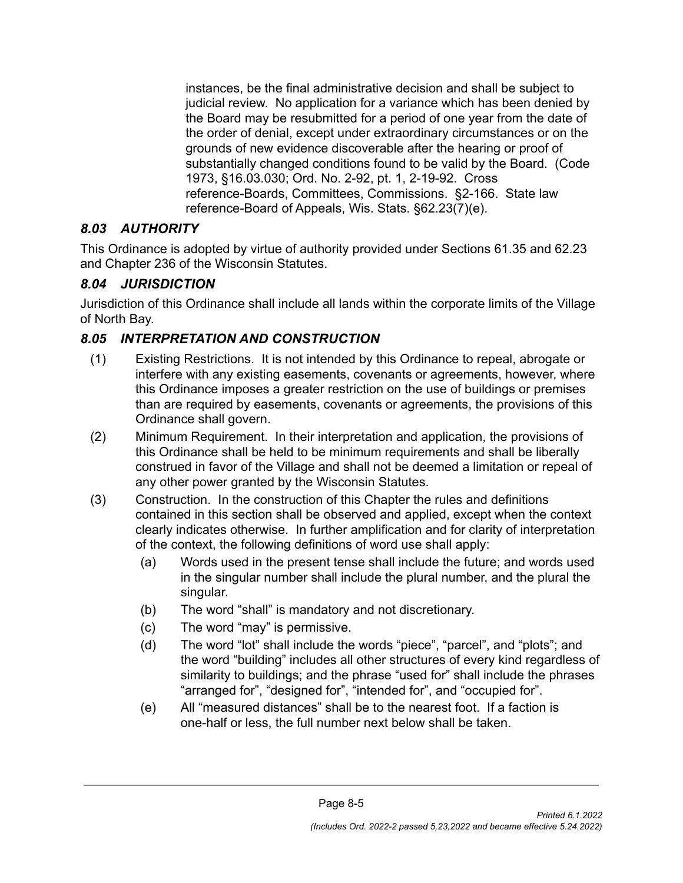instances, be the final administrative decision and shall be subject to judicial review. No application for a variance which has been denied by the Board may be resubmitted for a period of one year from the date of the order of denial, except under extraordinary circumstances or on the grounds of new evidence discoverable after the hearing or proof of substantially changed conditions found to be valid by the Board. (Code 1973, §16.03.030; Ord. No. 2-92, pt. 1, 2-19-92. Cross reference-Boards, Committees, Commissions. §2-166. State law reference-Board of Appeals, Wis. Stats. §62.23(7)(e).

### *8.03 AUTHORITY*

This Ordinance is adopted by virtue of authority provided under Sections 61.35 and 62.23 and Chapter 236 of the Wisconsin Statutes.

### *8.04 JURISDICTION*

Jurisdiction of this Ordinance shall include all lands within the corporate limits of the Village of North Bay.

### *8.05 INTERPRETATION AND CONSTRUCTION*

(1) Existing Restrictions. It is not intended by this Ordinance to repeal, abrogate or interfere with any existing easements, covenants or agreements, however, where this Ordinance imposes a greater restriction on the use of buildings or premises than are required by easements, covenants or agreements, the provisions of this Ordinance shall govern.

(2) Minimum Requirement. In their interpretation and application, the provisions of this Ordinance shall be held to be minimum requirements and shall be liberally construed in favor of the Village and shall not be deemed a limitation or repeal of any other power granted by the Wisconsin Statutes.

(3) Construction. In the construction of this Chapter the rules and definitions contained in this section shall be observed and applied, except when the context clearly indicates otherwise. In further amplification and for clarity of interpretation of the context, the following definitions of word use shall apply:

- (a) Words used in the present tense shall include the future; and words used in the singular number shall include the plural number, and the plural the singular.
- (b) The word “shall” is mandatory and not discretionary.
- (c) The word “may” is permissive.
- (d) The word “lot” shall include the words “piece”, “parcel”, and “plots”; and the word “building” includes all other structures of every kind regardless of similarity to buildings; and the phrase “used for” shall include the phrases “arranged for”, “designed for”, “intended for”, and “occupied for”.
- (e) All “measured distances” shall be to the nearest foot. If a faction is one-half or less, the full number next below shall be taken.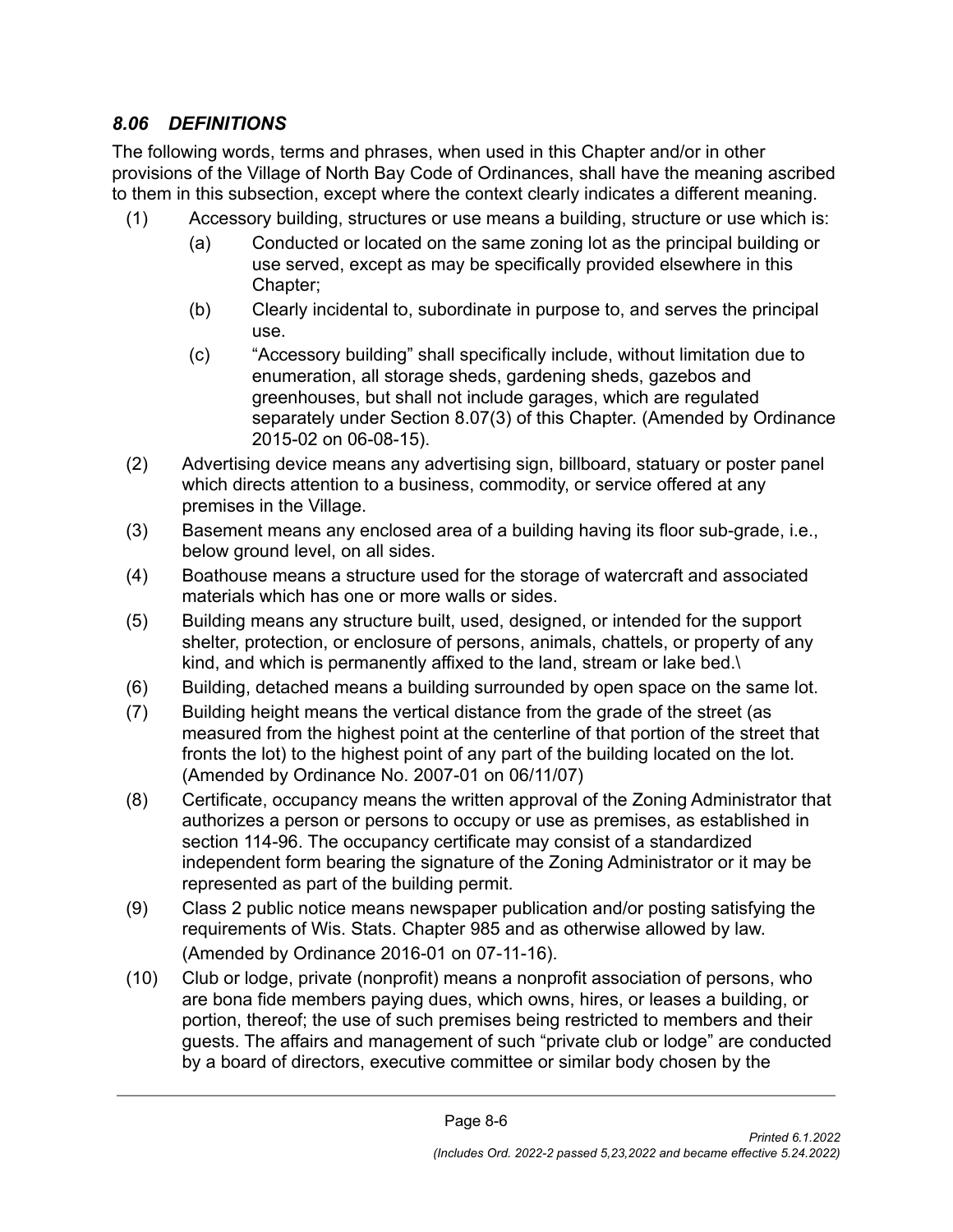### *8.06 DEFINITIONS*

The following words, terms and phrases, when used in this Chapter and/or in other provisions of the Village of North Bay Code of Ordinances, shall have the meaning ascribed to them in this subsection, except where the context clearly indicates a different meaning.

(1) Accessory building, structures or use means a building, structure or use which is:

- (a) Conducted or located on the same zoning lot as the principal building or use served, except as may be specifically provided elsewhere in this Chapter;
- (b) Clearly incidental to, subordinate in purpose to, and serves the principal use.
- (c) "Accessory building" shall specifically include, without limitation due to enumeration, all storage sheds, gardening sheds, gazebos and greenhouses, but shall not include garages, which are regulated separately under Section 8.07(3) of this Chapter. (Amended by Ordinance 2015-02 on 06-08-15).

(2) Advertising device means any advertising sign, billboard, statuary or poster panel which directs attention to a business, commodity, or service offered at any premises in the Village.

(3) Basement means any enclosed area of a building having its floor sub-grade, i.e., below ground level, on all sides.

(4) Boathouse means a structure used for the storage of watercraft and associated materials which has one or more walls or sides.

(5) Building means any structure built, used, designed, or intended for the support shelter, protection, or enclosure of persons, animals, chattels, or property of any kind, and which is permanently affixed to the land, stream or lake bed.\

(6) Building, detached means a building surrounded by open space on the same lot.

(7) Building height means the vertical distance from the grade of the street (as measured from the highest point at the centerline of that portion of the street that fronts the lot) to the highest point of any part of the building located on the lot. (Amended by Ordinance No. 2007-01 on 06/11/07)

(8) Certificate, occupancy means the written approval of the Zoning Administrator that authorizes a person or persons to occupy or use as premises, as established in section 114-96. The occupancy certificate may consist of a standardized independent form bearing the signature of the Zoning Administrator or it may be represented as part of the building permit.

(9) Class 2 public notice means newspaper publication and/or posting satisfying the requirements of Wis. Stats. Chapter 985 and as otherwise allowed by law. (Amended by Ordinance 2016-01 on 07-11-16).

(10) Club or lodge, private (nonprofit) means a nonprofit association of persons, who are bona fide members paying dues, which owns, hires, or leases a building, or portion, thereof; the use of such premises being restricted to members and their guests. The affairs and management of such "private club or lodge" are conducted by a board of directors, executive committee or similar body chosen by the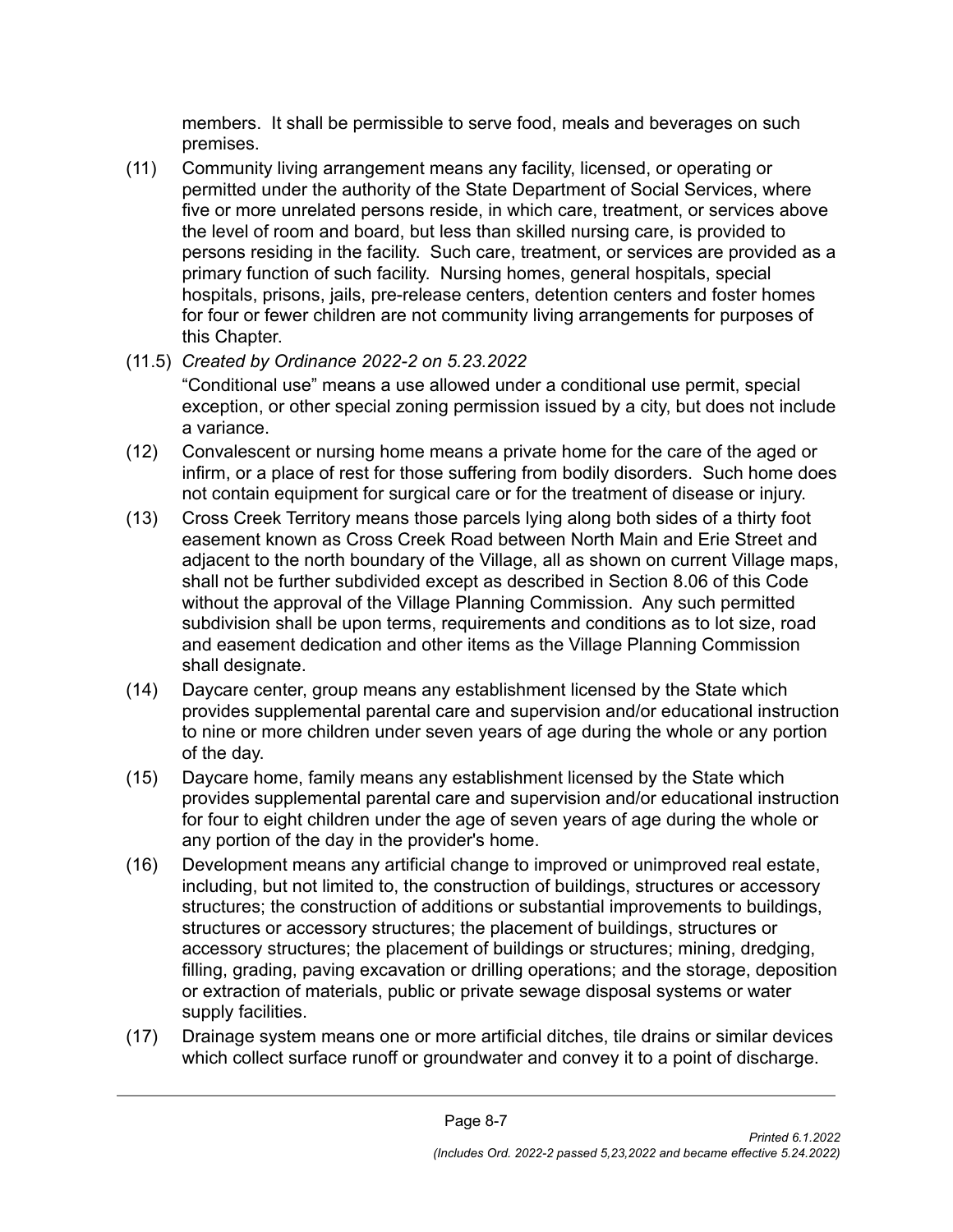members. It shall be permissible to serve food, meals and beverages on such premises.

(11) Community living arrangement means any facility, licensed, or operating or permitted under the authority of the State Department of Social Services, where five or more unrelated persons reside, in which care, treatment, or services above the level of room and board, but less than skilled nursing care, is provided to persons residing in the facility. Such care, treatment, or services are provided as a primary function of such facility. Nursing homes, general hospitals, special hospitals, prisons, jails, pre-release centers, detention centers and foster homes for four or fewer children are not community living arrangements for purposes of this Chapter.

(11.5) *Created by Ordinance 2022-2 on 5.23.2022*

"Conditional use" means a use allowed under a conditional use permit, special exception, or other special zoning permission issued by a city, but does not include a variance.

(12) Convalescent or nursing home means a private home for the care of the aged or infirm, or a place of rest for those suffering from bodily disorders. Such home does not contain equipment for surgical care or for the treatment of disease or injury.

(13) Cross Creek Territory means those parcels lying along both sides of a thirty foot easement known as Cross Creek Road between North Main and Erie Street and adjacent to the north boundary of the Village, all as shown on current Village maps, shall not be further subdivided except as described in Section 8.06 of this Code without the approval of the Village Planning Commission. Any such permitted subdivision shall be upon terms, requirements and conditions as to lot size, road and easement dedication and other items as the Village Planning Commission shall designate.

(14) Daycare center, group means any establishment licensed by the State which provides supplemental parental care and supervision and/or educational instruction to nine or more children under seven years of age during the whole or any portion of the day.

(15) Daycare home, family means any establishment licensed by the State which provides supplemental parental care and supervision and/or educational instruction for four to eight children under the age of seven years of age during the whole or any portion of the day in the provider's home.

(16) Development means any artificial change to improved or unimproved real estate, including, but not limited to, the construction of buildings, structures or accessory structures; the construction of additions or substantial improvements to buildings, structures or accessory structures; the placement of buildings, structures or accessory structures; the placement of buildings or structures; mining, dredging, filling, grading, paving excavation or drilling operations; and the storage, deposition or extraction of materials, public or private sewage disposal systems or water supply facilities.

(17) Drainage system means one or more artificial ditches, tile drains or similar devices which collect surface runoff or groundwater and convey it to a point of discharge.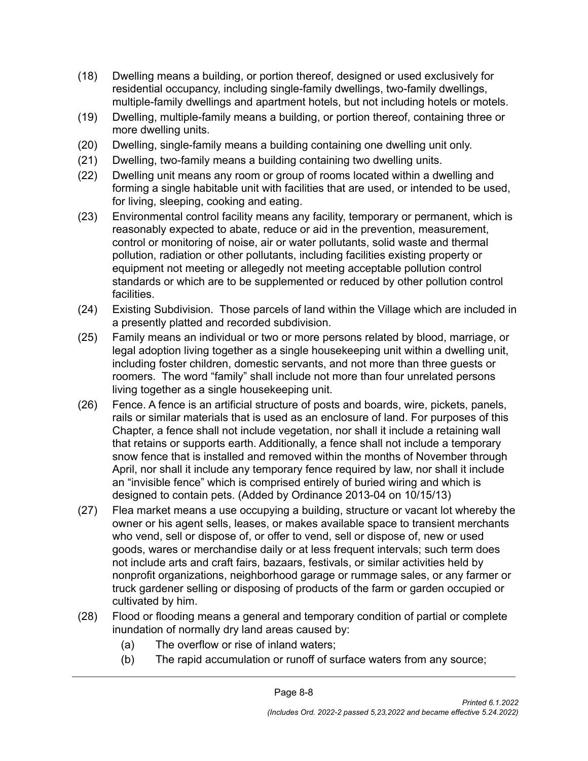(18) Dwelling means a building, or portion thereof, designed or used exclusively for residential occupancy, including single-family dwellings, two-family dwellings, multiple-family dwellings and apartment hotels, but not including hotels or motels.

(19) Dwelling, multiple-family means a building, or portion thereof, containing three or more dwelling units.

(20) Dwelling, single-family means a building containing one dwelling unit only.

(21) Dwelling, two-family means a building containing two dwelling units.

(22) Dwelling unit means any room or group of rooms located within a dwelling and forming a single habitable unit with facilities that are used, or intended to be used, for living, sleeping, cooking and eating.

(23) Environmental control facility means any facility, temporary or permanent, which is reasonably expected to abate, reduce or aid in the prevention, measurement, control or monitoring of noise, air or water pollutants, solid waste and thermal pollution, radiation or other pollutants, including facilities existing property or equipment not meeting or allegedly not meeting acceptable pollution control standards or which are to be supplemented or reduced by other pollution control facilities.

(24) Existing Subdivision. Those parcels of land within the Village which are included in a presently platted and recorded subdivision.

(25) Family means an individual or two or more persons related by blood, marriage, or legal adoption living together as a single housekeeping unit within a dwelling unit, including foster children, domestic servants, and not more than three guests or roomers. The word "family" shall include not more than four unrelated persons living together as a single housekeeping unit.

(26) Fence. A fence is an artificial structure of posts and boards, wire, pickets, panels, rails or similar materials that is used as an enclosure of land. For purposes of this Chapter, a fence shall not include vegetation, nor shall it include a retaining wall that retains or supports earth. Additionally, a fence shall not include a temporary snow fence that is installed and removed within the months of November through April, nor shall it include any temporary fence required by law, nor shall it include an "invisible fence" which is comprised entirely of buried wiring and which is designed to contain pets. (Added by Ordinance 2013-04 on 10/15/13)

(27) Flea market means a use occupying a building, structure or vacant lot whereby the owner or his agent sells, leases, or makes available space to transient merchants who vend, sell or dispose of, or offer to vend, sell or dispose of, new or used goods, wares or merchandise daily or at less frequent intervals; such term does not include arts and craft fairs, bazaars, festivals, or similar activities held by nonprofit organizations, neighborhood garage or rummage sales, or any farmer or truck gardener selling or disposing of products of the farm or garden occupied or cultivated by him.

(28) Flood or flooding means a general and temporary condition of partial or complete inundation of normally dry land areas caused by:

 (a) The overflow or rise of inland waters;

 (b) The rapid accumulation or runoff of surface waters from any source;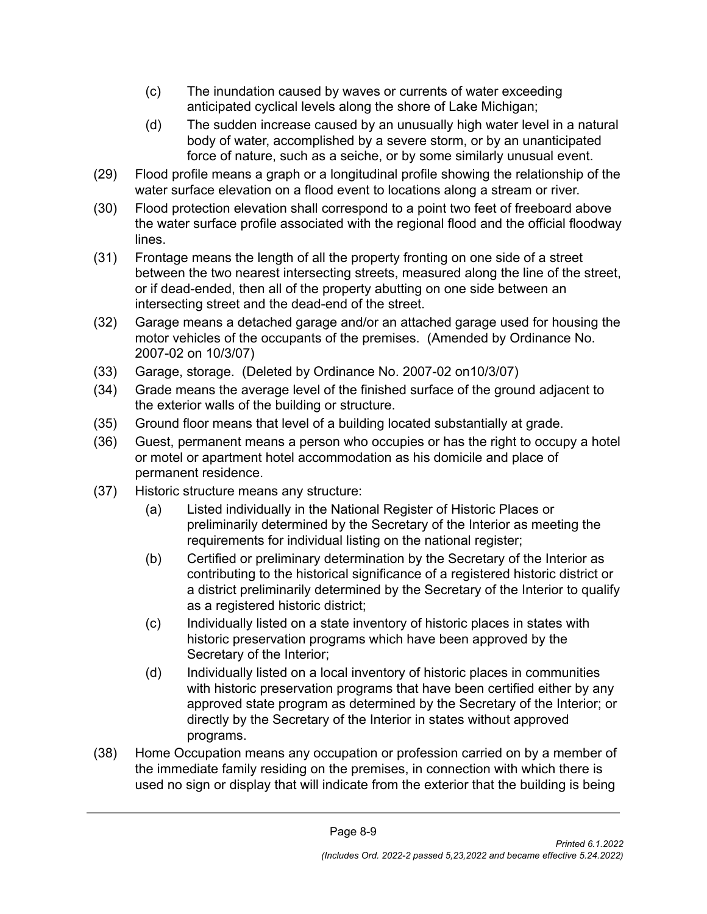(c) The inundation caused by waves or currents of water exceeding anticipated cyclical levels along the shore of Lake Michigan;

(d) The sudden increase caused by an unusually high water level in a natural body of water, accomplished by a severe storm, or by an unanticipated force of nature, such as a seiche, or by some similarly unusual event.

(29) Flood profile means a graph or a longitudinal profile showing the relationship of the water surface elevation on a flood event to locations along a stream or river.

(30) Flood protection elevation shall correspond to a point two feet of freeboard above the water surface profile associated with the regional flood and the official floodway lines.

(31) Frontage means the length of all the property fronting on one side of a street between the two nearest intersecting streets, measured along the line of the street, or if dead-ended, then all of the property abutting on one side between an intersecting street and the dead-end of the street.

(32) Garage means a detached garage and/or an attached garage used for housing the motor vehicles of the occupants of the premises. (Amended by Ordinance No. 2007-02 on 10/3/07)

(33) Garage, storage. (Deleted by Ordinance No. 2007-02 on10/3/07)

(34) Grade means the average level of the finished surface of the ground adjacent to the exterior walls of the building or structure.

(35) Ground floor means that level of a building located substantially at grade.

(36) Guest, permanent means a person who occupies or has the right to occupy a hotel or motel or apartment hotel accommodation as his domicile and place of permanent residence.

(37) Historic structure means any structure:

(a) Listed individually in the National Register of Historic Places or preliminarily determined by the Secretary of the Interior as meeting the requirements for individual listing on the national register;

(b) Certified or preliminary determination by the Secretary of the Interior as contributing to the historical significance of a registered historic district or a district preliminarily determined by the Secretary of the Interior to qualify as a registered historic district;

(c) Individually listed on a state inventory of historic places in states with historic preservation programs which have been approved by the Secretary of the Interior;

(d) Individually listed on a local inventory of historic places in communities with historic preservation programs that have been certified either by any approved state program as determined by the Secretary of the Interior; or directly by the Secretary of the Interior in states without approved programs.

(38) Home Occupation means any occupation or profession carried on by a member of the immediate family residing on the premises, in connection with which there is used no sign or display that will indicate from the exterior that the building is being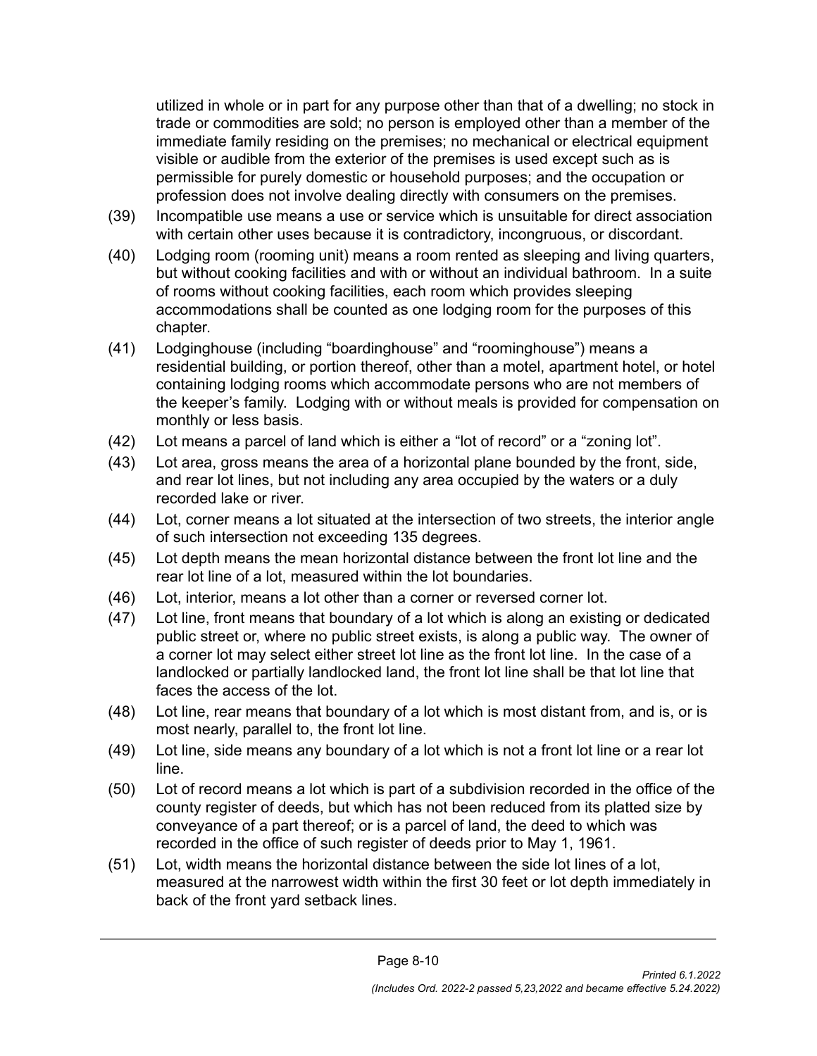utilized in whole or in part for any purpose other than that of a dwelling; no stock in trade or commodities are sold; no person is employed other than a member of the immediate family residing on the premises; no mechanical or electrical equipment visible or audible from the exterior of the premises is used except such as is permissible for purely domestic or household purposes; and the occupation or profession does not involve dealing directly with consumers on the premises.

(39) Incompatible use means a use or service which is unsuitable for direct association with certain other uses because it is contradictory, incongruous, or discordant.

(40) Lodging room (rooming unit) means a room rented as sleeping and living quarters, but without cooking facilities and with or without an individual bathroom. In a suite of rooms without cooking facilities, each room which provides sleeping accommodations shall be counted as one lodging room for the purposes of this chapter.

(41) Lodginghouse (including "boardinghouse" and "roominghouse") means a residential building, or portion thereof, other than a motel, apartment hotel, or hotel containing lodging rooms which accommodate persons who are not members of the keeper's family. Lodging with or without meals is provided for compensation on monthly or less basis.

(42) Lot means a parcel of land which is either a "lot of record" or a "zoning lot".

(43) Lot area, gross means the area of a horizontal plane bounded by the front, side, and rear lot lines, but not including any area occupied by the waters or a duly recorded lake or river.

(44) Lot, corner means a lot situated at the intersection of two streets, the interior angle of such intersection not exceeding 135 degrees.

(45) Lot depth means the mean horizontal distance between the front lot line and the rear lot line of a lot, measured within the lot boundaries.

(46) Lot, interior, means a lot other than a corner or reversed corner lot.

(47) Lot line, front means that boundary of a lot which is along an existing or dedicated public street or, where no public street exists, is along a public way. The owner of a corner lot may select either street lot line as the front lot line. In the case of a landlocked or partially landlocked land, the front lot line shall be that lot line that faces the access of the lot.

(48) Lot line, rear means that boundary of a lot which is most distant from, and is, or is most nearly, parallel to, the front lot line.

(49) Lot line, side means any boundary of a lot which is not a front lot line or a rear lot line.

(50) Lot of record means a lot which is part of a subdivision recorded in the office of the county register of deeds, but which has not been reduced from its platted size by conveyance of a part thereof; or is a parcel of land, the deed to which was recorded in the office of such register of deeds prior to May 1, 1961.

(51) Lot, width means the horizontal distance between the side lot lines of a lot, measured at the narrowest width within the first 30 feet or lot depth immediately in back of the front yard setback lines.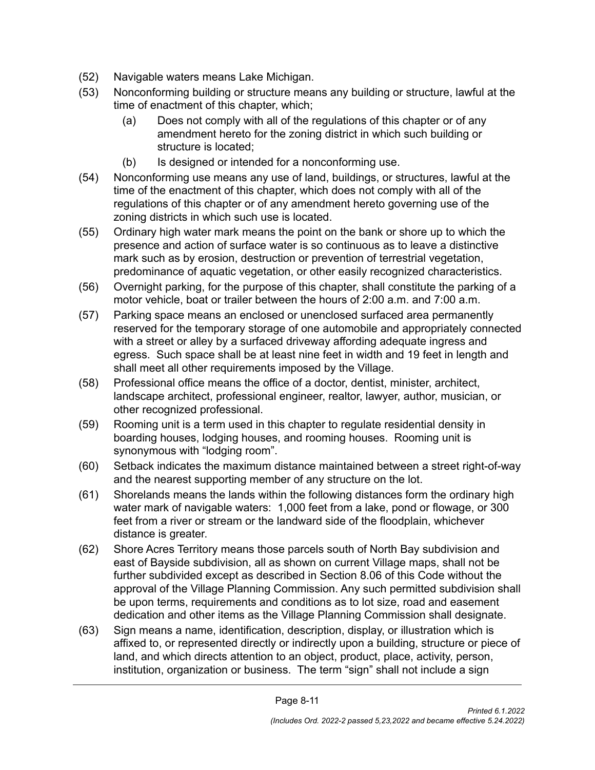(52) Navigable waters means Lake Michigan.

(53) Nonconforming building or structure means any building or structure, lawful at the time of enactment of this chapter, which;

  (a) Does not comply with all of the regulations of this chapter or of any amendment hereto for the zoning district in which such building or structure is located;

  (b) Is designed or intended for a nonconforming use.

(54) Nonconforming use means any use of land, buildings, or structures, lawful at the time of the enactment of this chapter, which does not comply with all of the regulations of this chapter or of any amendment hereto governing use of the zoning districts in which such use is located.

(55) Ordinary high water mark means the point on the bank or shore up to which the presence and action of surface water is so continuous as to leave a distinctive mark such as by erosion, destruction or prevention of terrestrial vegetation, predominance of aquatic vegetation, or other easily recognized characteristics.

(56) Overnight parking, for the purpose of this chapter, shall constitute the parking of a motor vehicle, boat or trailer between the hours of 2:00 a.m. and 7:00 a.m.

(57) Parking space means an enclosed or unenclosed surfaced area permanently reserved for the temporary storage of one automobile and appropriately connected with a street or alley by a surfaced driveway affording adequate ingress and egress. Such space shall be at least nine feet in width and 19 feet in length and shall meet all other requirements imposed by the Village.

(58) Professional office means the office of a doctor, dentist, minister, architect, landscape architect, professional engineer, realtor, lawyer, author, musician, or other recognized professional.

(59) Rooming unit is a term used in this chapter to regulate residential density in boarding houses, lodging houses, and rooming houses. Rooming unit is synonymous with "lodging room".

(60) Setback indicates the maximum distance maintained between a street right-of-way and the nearest supporting member of any structure on the lot.

(61) Shorelands means the lands within the following distances form the ordinary high water mark of navigable waters: 1,000 feet from a lake, pond or flowage, or 300 feet from a river or stream or the landward side of the floodplain, whichever distance is greater.

(62) Shore Acres Territory means those parcels south of North Bay subdivision and east of Bayside subdivision, all as shown on current Village maps, shall not be further subdivided except as described in Section 8.06 of this Code without the approval of the Village Planning Commission. Any such permitted subdivision shall be upon terms, requirements and conditions as to lot size, road and easement dedication and other items as the Village Planning Commission shall designate.

(63) Sign means a name, identification, description, display, or illustration which is affixed to, or represented directly or indirectly upon a building, structure or piece of land, and which directs attention to an object, product, place, activity, person, institution, organization or business. The term "sign" shall not include a sign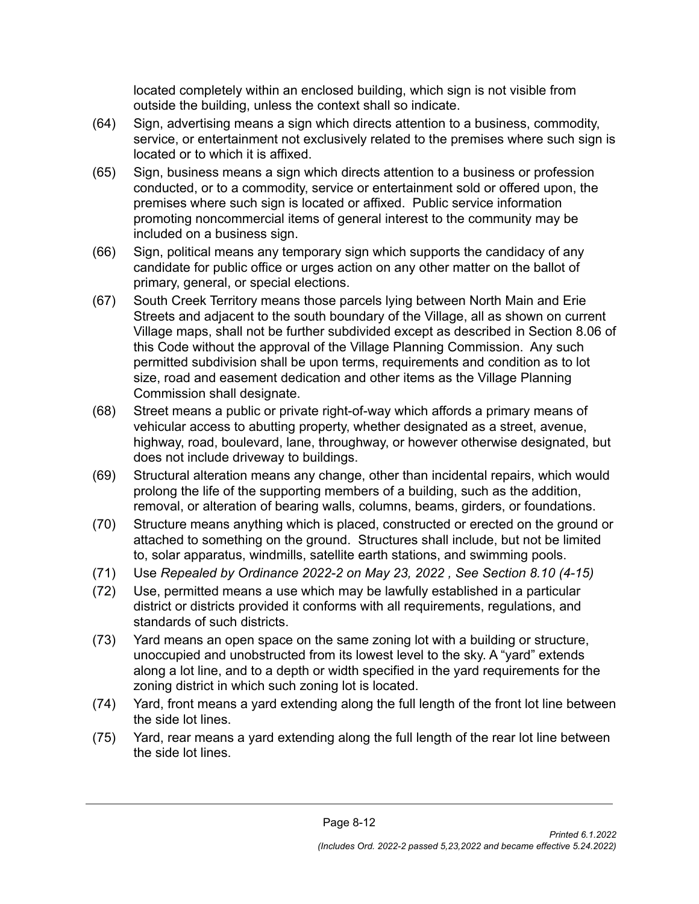located completely within an enclosed building, which sign is not visible from outside the building, unless the context shall so indicate.

(64) Sign, advertising means a sign which directs attention to a business, commodity, service, or entertainment not exclusively related to the premises where such sign is located or to which it is affixed.

(65) Sign, business means a sign which directs attention to a business or profession conducted, or to a commodity, service or entertainment sold or offered upon, the premises where such sign is located or affixed. Public service information promoting noncommercial items of general interest to the community may be included on a business sign.

(66) Sign, political means any temporary sign which supports the candidacy of any candidate for public office or urges action on any other matter on the ballot of primary, general, or special elections.

(67) South Creek Territory means those parcels lying between North Main and Erie Streets and adjacent to the south boundary of the Village, all as shown on current Village maps, shall not be further subdivided except as described in Section 8.06 of this Code without the approval of the Village Planning Commission. Any such permitted subdivision shall be upon terms, requirements and condition as to lot size, road and easement dedication and other items as the Village Planning Commission shall designate.

(68) Street means a public or private right-of-way which affords a primary means of vehicular access to abutting property, whether designated as a street, avenue, highway, road, boulevard, lane, throughway, or however otherwise designated, but does not include driveway to buildings.

(69) Structural alteration means any change, other than incidental repairs, which would prolong the life of the supporting members of a building, such as the addition, removal, or alteration of bearing walls, columns, beams, girders, or foundations.

(70) Structure means anything which is placed, constructed or erected on the ground or attached to something on the ground. Structures shall include, but not be limited to, solar apparatus, windmills, satellite earth stations, and swimming pools.

(71) Use *Repealed by Ordinance 2022-2 on May 23, 2022 , See Section 8.10 (4-15)*

(72) Use, permitted means a use which may be lawfully established in a particular district or districts provided it conforms with all requirements, regulations, and standards of such districts.

(73) Yard means an open space on the same zoning lot with a building or structure, unoccupied and unobstructed from its lowest level to the sky. A "yard" extends along a lot line, and to a depth or width specified in the yard requirements for the zoning district in which such zoning lot is located.

(74) Yard, front means a yard extending along the full length of the front lot line between the side lot lines.

(75) Yard, rear means a yard extending along the full length of the rear lot line between the side lot lines.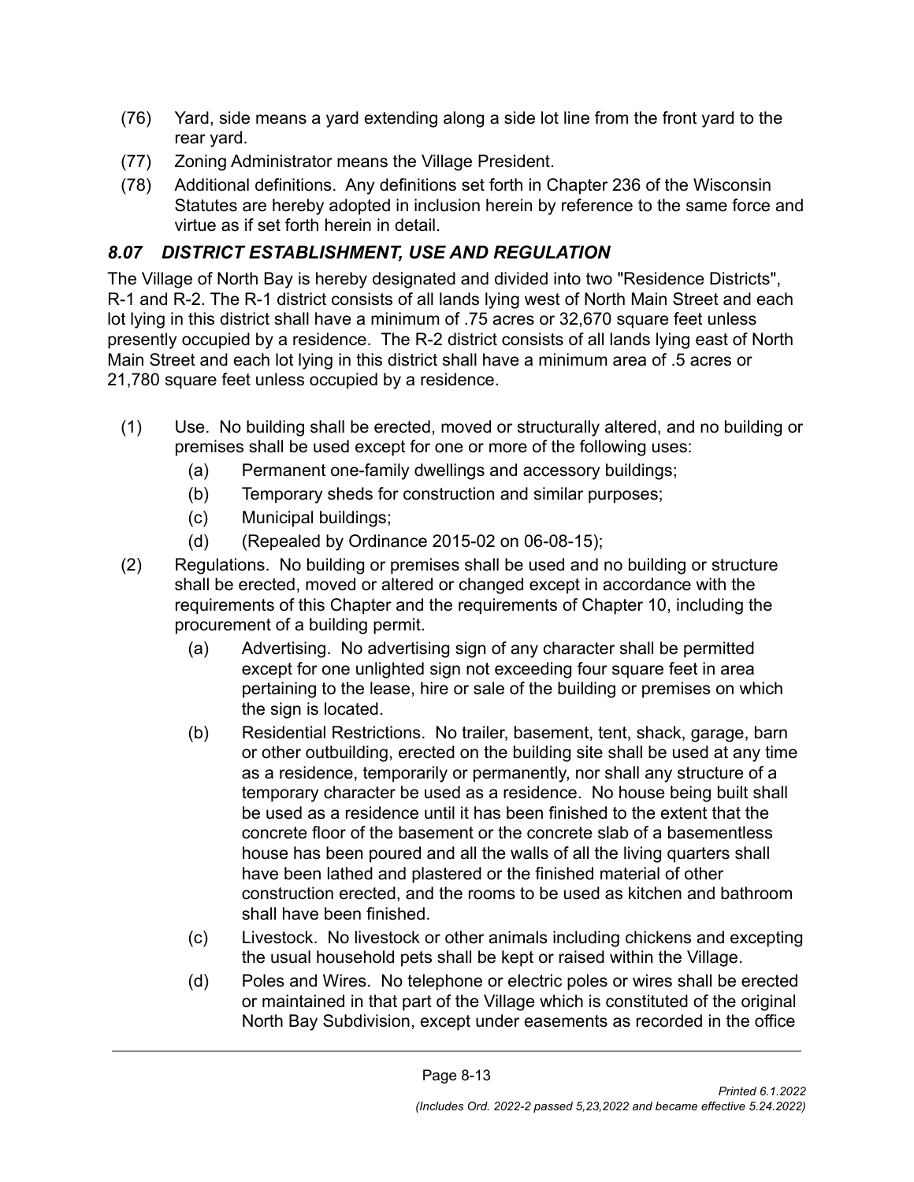(76) Yard, side means a yard extending along a side lot line from the front yard to the rear yard.

(77) Zoning Administrator means the Village President.

(78) Additional definitions. Any definitions set forth in Chapter 236 of the Wisconsin Statutes are hereby adopted in inclusion herein by reference to the same force and virtue as if set forth herein in detail.

## *8.07 DISTRICT ESTABLISHMENT, USE AND REGULATION*

The Village of North Bay is hereby designated and divided into two "Residence Districts", R-1 and R-2. The R-1 district consists of all lands lying west of North Main Street and each lot lying in this district shall have a minimum of .75 acres or 32,670 square feet unless presently occupied by a residence. The R-2 district consists of all lands lying east of North Main Street and each lot lying in this district shall have a minimum area of .5 acres or 21,780 square feet unless occupied by a residence.

(1) Use. No building shall be erected, moved or structurally altered, and no building or premises shall be used except for one or more of the following uses:

   (a) Permanent one-family dwellings and accessory buildings;

   (b) Temporary sheds for construction and similar purposes;

   (c) Municipal buildings;

   (d) (Repealed by Ordinance 2015-02 on 06-08-15);

(2) Regulations. No building or premises shall be used and no building or structure shall be erected, moved or altered or changed except in accordance with the requirements of this Chapter and the requirements of Chapter 10, including the procurement of a building permit.

   (a) Advertising. No advertising sign of any character shall be permitted except for one unlighted sign not exceeding four square feet in area pertaining to the lease, hire or sale of the building or premises on which the sign is located.

   (b) Residential Restrictions. No trailer, basement, tent, shack, garage, barn or other outbuilding, erected on the building site shall be used at any time as a residence, temporarily or permanently, nor shall any structure of a temporary character be used as a residence. No house being built shall be used as a residence until it has been finished to the extent that the concrete floor of the basement or the concrete slab of a basementless house has been poured and all the walls of all the living quarters shall have been lathed and plastered or the finished material of other construction erected, and the rooms to be used as kitchen and bathroom shall have been finished.

   (c) Livestock. No livestock or other animals including chickens and excepting the usual household pets shall be kept or raised within the Village.

   (d) Poles and Wires. No telephone or electric poles or wires shall be erected or maintained in that part of the Village which is constituted of the original North Bay Subdivision, except under easements as recorded in the office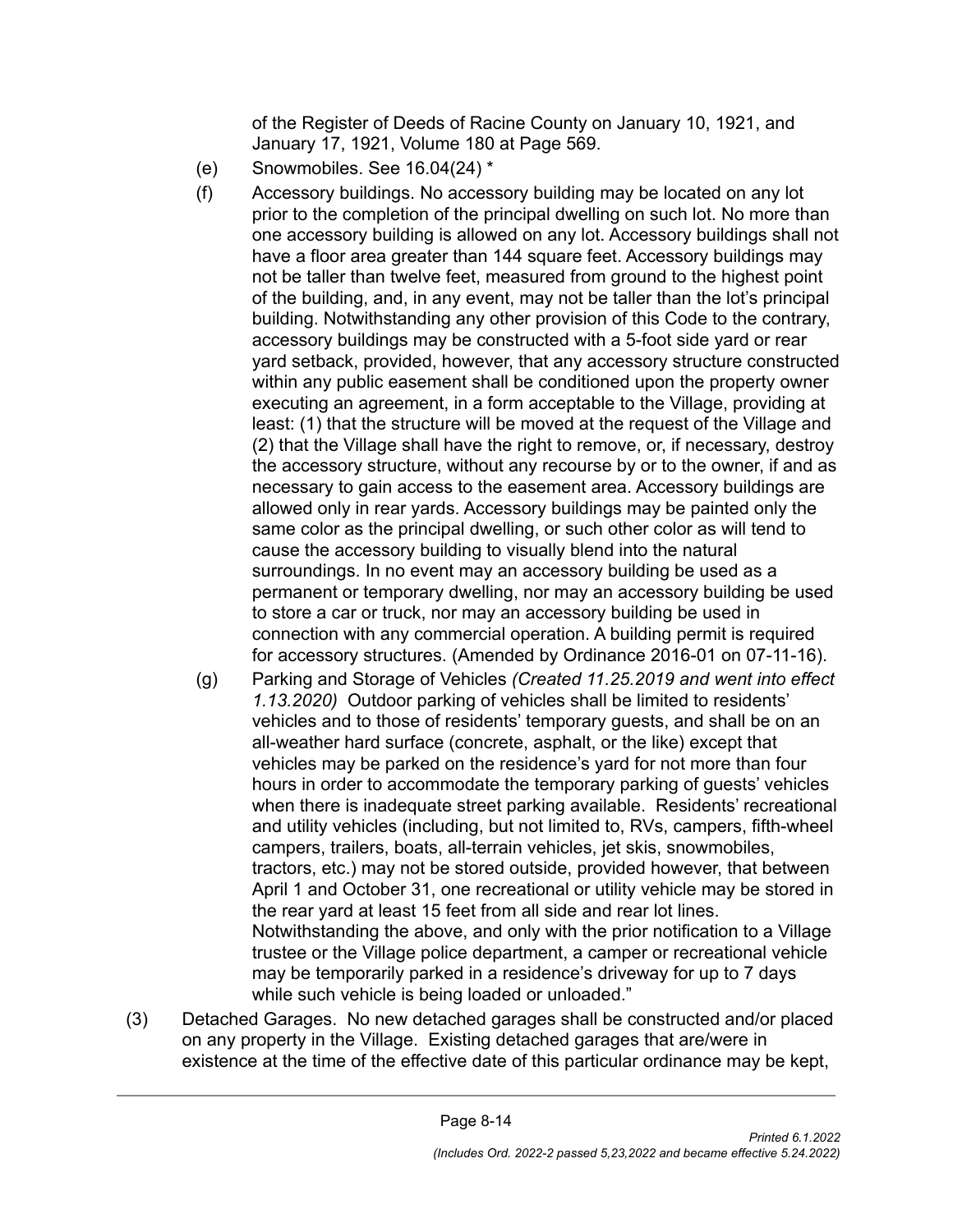of the Register of Deeds of Racine County on January 10, 1921, and January 17, 1921, Volume 180 at Page 569.

(e) Snowmobiles. See 16.04(24) *

(f) Accessory buildings. No accessory building may be located on any lot prior to the completion of the principal dwelling on such lot. No more than one accessory building is allowed on any lot. Accessory buildings shall not have a floor area greater than 144 square feet. Accessory buildings may not be taller than twelve feet, measured from ground to the highest point of the building, and, in any event, may not be taller than the lot's principal building. Notwithstanding any other provision of this Code to the contrary, accessory buildings may be constructed with a 5-foot side yard or rear yard setback, provided, however, that any accessory structure constructed within any public easement shall be conditioned upon the property owner executing an agreement, in a form acceptable to the Village, providing at least: (1) that the structure will be moved at the request of the Village and (2) that the Village shall have the right to remove, or, if necessary, destroy the accessory structure, without any recourse by or to the owner, if and as necessary to gain access to the easement area. Accessory buildings are allowed only in rear yards. Accessory buildings may be painted only the same color as the principal dwelling, or such other color as will tend to cause the accessory building to visually blend into the natural surroundings. In no event may an accessory building be used as a permanent or temporary dwelling, nor may an accessory building be used to store a car or truck, nor may an accessory building be used in connection with any commercial operation. A building permit is required for accessory structures. (Amended by Ordinance 2016-01 on 07-11-16).

(g) Parking and Storage of Vehicles *(Created 11.25.2019 and went into effect 1.13.2020)* Outdoor parking of vehicles shall be limited to residents' vehicles and to those of residents' temporary guests, and shall be on an all-weather hard surface (concrete, asphalt, or the like) except that vehicles may be parked on the residence's yard for not more than four hours in order to accommodate the temporary parking of guests' vehicles when there is inadequate street parking available. Residents' recreational and utility vehicles (including, but not limited to, RVs, campers, fifth-wheel campers, trailers, boats, all-terrain vehicles, jet skis, snowmobiles, tractors, etc.) may not be stored outside, provided however, that between April 1 and October 31, one recreational or utility vehicle may be stored in the rear yard at least 15 feet from all side and rear lot lines. Notwithstanding the above, and only with the prior notification to a Village trustee or the Village police department, a camper or recreational vehicle may be temporarily parked in a residence's driveway for up to 7 days while such vehicle is being loaded or unloaded."

(3) Detached Garages. No new detached garages shall be constructed and/or placed on any property in the Village. Existing detached garages that are/were in existence at the time of the effective date of this particular ordinance may be kept,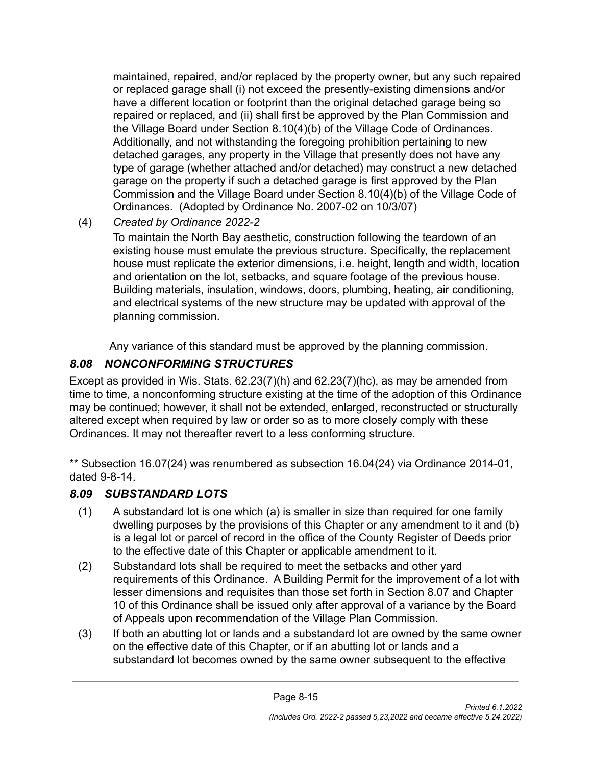maintained, repaired, and/or replaced by the property owner, but any such repaired or replaced garage shall (i) not exceed the presently-existing dimensions and/or have a different location or footprint than the original detached garage being so repaired or replaced, and (ii) shall first be approved by the Plan Commission and the Village Board under Section 8.10(4)(b) of the Village Code of Ordinances. Additionally, and not withstanding the foregoing prohibition pertaining to new detached garages, any property in the Village that presently does not have any type of garage (whether attached and/or detached) may construct a new detached garage on the property if such a detached garage is first approved by the Plan Commission and the Village Board under Section 8.10(4)(b) of the Village Code of Ordinances. (Adopted by Ordinance No. 2007-02 on 10/3/07)

(4) *Created by Ordinance 2022-2*

To maintain the North Bay aesthetic, construction following the teardown of an existing house must emulate the previous structure. Specifically, the replacement house must replicate the exterior dimensions, i.e. height, length and width, location and orientation on the lot, setbacks, and square footage of the previous house. Building materials, insulation, windows, doors, plumbing, heating, air conditioning, and electrical systems of the new structure may be updated with approval of the planning commission.

Any variance of this standard must be approved by the planning commission.

### *8.08 NONCONFORMING STRUCTURES*

Except as provided in Wis. Stats. 62.23(7)(h) and 62.23(7)(hc), as may be amended from time to time, a nonconforming structure existing at the time of the adoption of this Ordinance may be continued; however, it shall not be extended, enlarged, reconstructed or structurally altered except when required by law or order so as to more closely comply with these Ordinances. It may not thereafter revert to a less conforming structure.

** Subsection 16.07(24) was renumbered as subsection 16.04(24) via Ordinance 2014-01, dated 9-8-14.

### *8.09 SUBSTANDARD LOTS*

(1) A substandard lot is one which (a) is smaller in size than required for one family dwelling purposes by the provisions of this Chapter or any amendment to it and (b) is a legal lot or parcel of record in the office of the County Register of Deeds prior to the effective date of this Chapter or applicable amendment to it.

(2) Substandard lots shall be required to meet the setbacks and other yard requirements of this Ordinance. A Building Permit for the improvement of a lot with lesser dimensions and requisites than those set forth in Section 8.07 and Chapter 10 of this Ordinance shall be issued only after approval of a variance by the Board of Appeals upon recommendation of the Village Plan Commission.

(3) If both an abutting lot or lands and a substandard lot are owned by the same owner on the effective date of this Chapter, or if an abutting lot or lands and a substandard lot becomes owned by the same owner subsequent to the effective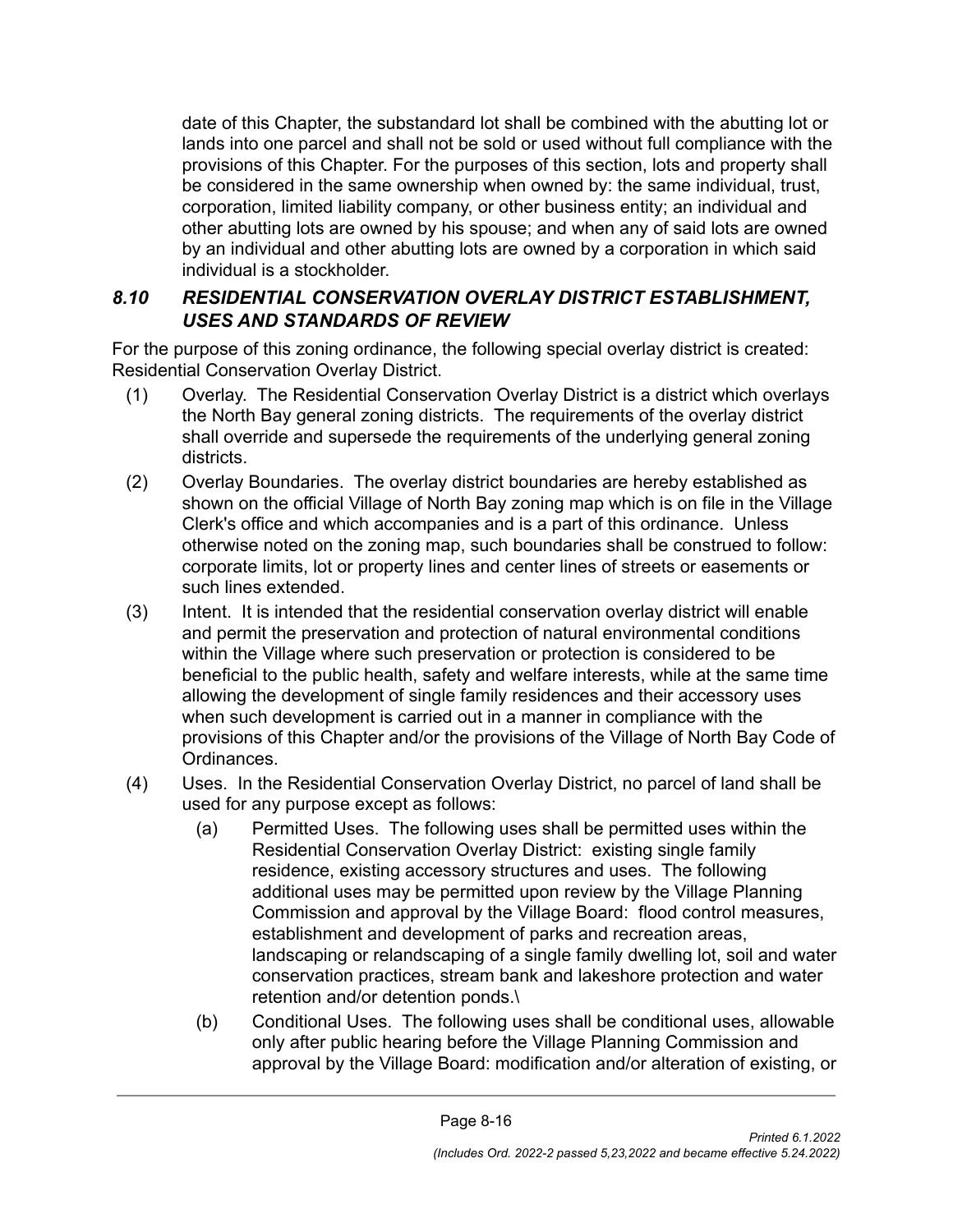date of this Chapter, the substandard lot shall be combined with the abutting lot or lands into one parcel and shall not be sold or used without full compliance with the provisions of this Chapter. For the purposes of this section, lots and property shall be considered in the same ownership when owned by: the same individual, trust, corporation, limited liability company, or other business entity; an individual and other abutting lots are owned by his spouse; and when any of said lots are owned by an individual and other abutting lots are owned by a corporation in which said individual is a stockholder.

### *8.10 RESIDENTIAL CONSERVATION OVERLAY DISTRICT ESTABLISHMENT, USES AND STANDARDS OF REVIEW*

For the purpose of this zoning ordinance, the following special overlay district is created: Residential Conservation Overlay District.

(1) Overlay. The Residential Conservation Overlay District is a district which overlays the North Bay general zoning districts. The requirements of the overlay district shall override and supersede the requirements of the underlying general zoning districts.

(2) Overlay Boundaries. The overlay district boundaries are hereby established as shown on the official Village of North Bay zoning map which is on file in the Village Clerk's office and which accompanies and is a part of this ordinance. Unless otherwise noted on the zoning map, such boundaries shall be construed to follow: corporate limits, lot or property lines and center lines of streets or easements or such lines extended.

(3) Intent. It is intended that the residential conservation overlay district will enable and permit the preservation and protection of natural environmental conditions within the Village where such preservation or protection is considered to be beneficial to the public health, safety and welfare interests, while at the same time allowing the development of single family residences and their accessory uses when such development is carried out in a manner in compliance with the provisions of this Chapter and/or the provisions of the Village of North Bay Code of Ordinances.

(4) Uses. In the Residential Conservation Overlay District, no parcel of land shall be used for any purpose except as follows:

   (a) Permitted Uses. The following uses shall be permitted uses within the Residential Conservation Overlay District: existing single family residence, existing accessory structures and uses. The following additional uses may be permitted upon review by the Village Planning Commission and approval by the Village Board: flood control measures, establishment and development of parks and recreation areas, landscaping or relandscaping of a single family dwelling lot, soil and water conservation practices, stream bank and lakeshore protection and water retention and/or detention ponds.\

   (b) Conditional Uses. The following uses shall be conditional uses, allowable only after public hearing before the Village Planning Commission and approval by the Village Board: modification and/or alteration of existing, or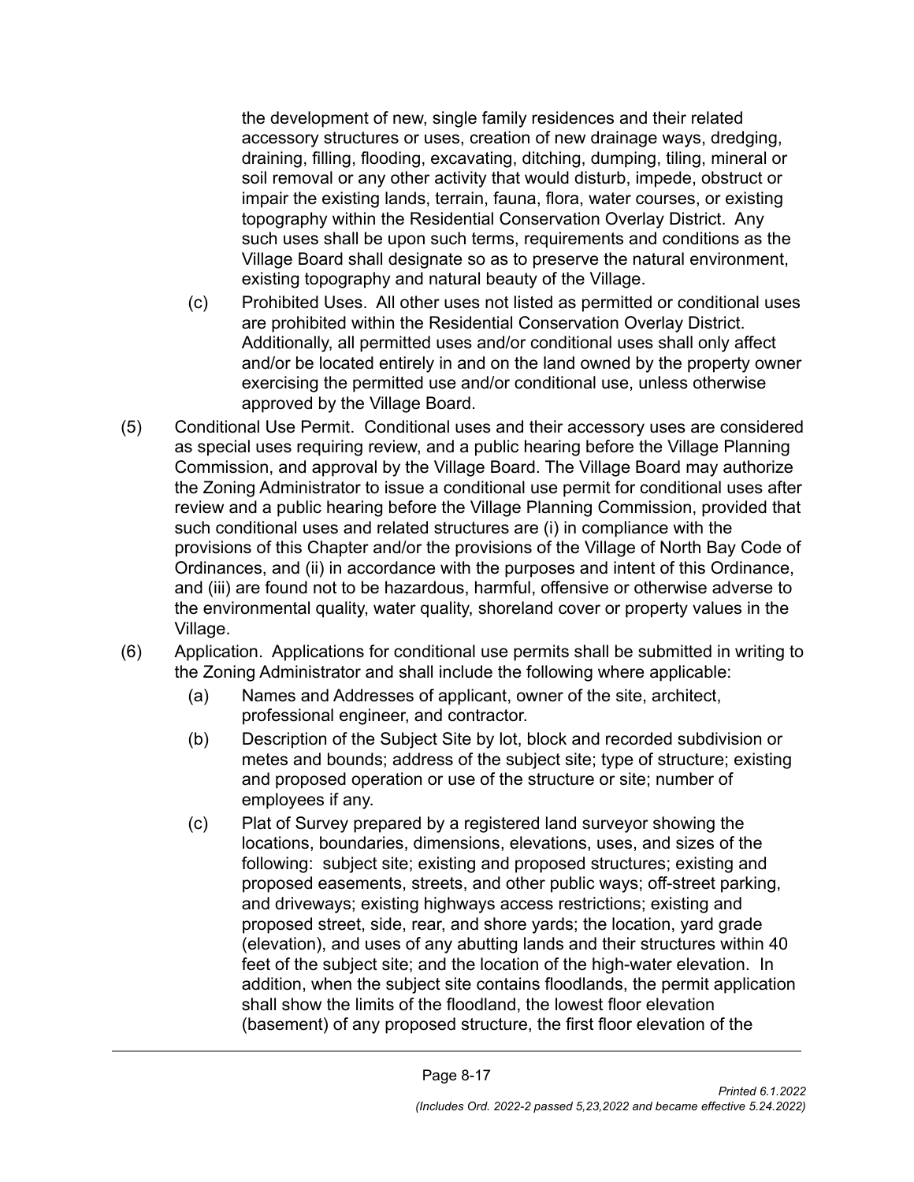the development of new, single family residences and their related accessory structures or uses, creation of new drainage ways, dredging, draining, filling, flooding, excavating, ditching, dumping, tiling, mineral or soil removal or any other activity that would disturb, impede, obstruct or impair the existing lands, terrain, fauna, flora, water courses, or existing topography within the Residential Conservation Overlay District. Any such uses shall be upon such terms, requirements and conditions as the Village Board shall designate so as to preserve the natural environment, existing topography and natural beauty of the Village.

(c) Prohibited Uses. All other uses not listed as permitted or conditional uses are prohibited within the Residential Conservation Overlay District. Additionally, all permitted uses and/or conditional uses shall only affect and/or be located entirely in and on the land owned by the property owner exercising the permitted use and/or conditional use, unless otherwise approved by the Village Board.

(5) Conditional Use Permit. Conditional uses and their accessory uses are considered as special uses requiring review, and a public hearing before the Village Planning Commission, and approval by the Village Board. The Village Board may authorize the Zoning Administrator to issue a conditional use permit for conditional uses after review and a public hearing before the Village Planning Commission, provided that such conditional uses and related structures are (i) in compliance with the provisions of this Chapter and/or the provisions of the Village of North Bay Code of Ordinances, and (ii) in accordance with the purposes and intent of this Ordinance, and (iii) are found not to be hazardous, harmful, offensive or otherwise adverse to the environmental quality, water quality, shoreland cover or property values in the Village.

(6) Application. Applications for conditional use permits shall be submitted in writing to the Zoning Administrator and shall include the following where applicable:

(a) Names and Addresses of applicant, owner of the site, architect, professional engineer, and contractor.

(b) Description of the Subject Site by lot, block and recorded subdivision or metes and bounds; address of the subject site; type of structure; existing and proposed operation or use of the structure or site; number of employees if any.

(c) Plat of Survey prepared by a registered land surveyor showing the locations, boundaries, dimensions, elevations, uses, and sizes of the following: subject site; existing and proposed structures; existing and proposed easements, streets, and other public ways; off-street parking, and driveways; existing highways access restrictions; existing and proposed street, side, rear, and shore yards; the location, yard grade (elevation), and uses of any abutting lands and their structures within 40 feet of the subject site; and the location of the high-water elevation. In addition, when the subject site contains floodlands, the permit application shall show the limits of the floodland, the lowest floor elevation (basement) of any proposed structure, the first floor elevation of the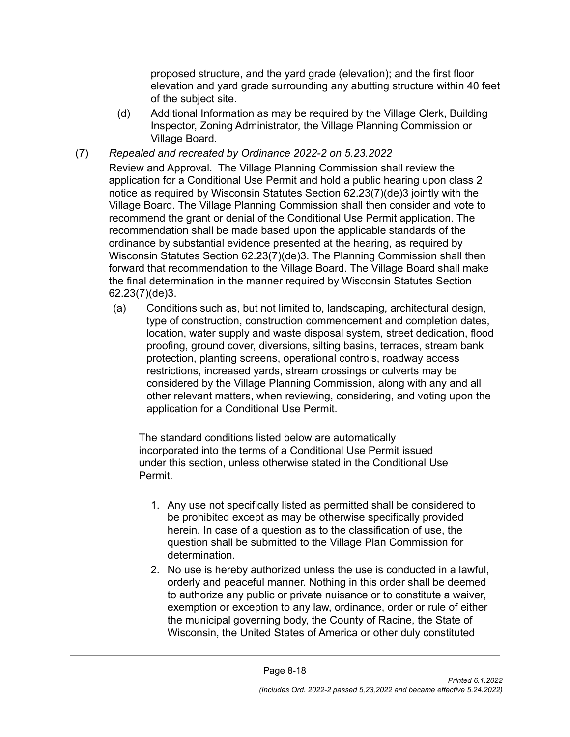proposed structure, and the yard grade (elevation); and the first floor elevation and yard grade surrounding any abutting structure within 40 feet of the subject site.

(d) Additional Information as may be required by the Village Clerk, Building Inspector, Zoning Administrator, the Village Planning Commission or Village Board.

(7) *Repealed and recreated by Ordinance 2022-2 on 5.23.2022*

Review and Approval. The Village Planning Commission shall review the application for a Conditional Use Permit and hold a public hearing upon class 2 notice as required by Wisconsin Statutes Section 62.23(7)(de)3 jointly with the Village Board. The Village Planning Commission shall then consider and vote to recommend the grant or denial of the Conditional Use Permit application. The recommendation shall be made based upon the applicable standards of the ordinance by substantial evidence presented at the hearing, as required by Wisconsin Statutes Section 62.23(7)(de)3. The Planning Commission shall then forward that recommendation to the Village Board. The Village Board shall make the final determination in the manner required by Wisconsin Statutes Section 62.23(7)(de)3.

(a) Conditions such as, but not limited to, landscaping, architectural design, type of construction, construction commencement and completion dates, location, water supply and waste disposal system, street dedication, flood proofing, ground cover, diversions, silting basins, terraces, stream bank protection, planting screens, operational controls, roadway access restrictions, increased yards, stream crossings or culverts may be considered by the Village Planning Commission, along with any and all other relevant matters, when reviewing, considering, and voting upon the application for a Conditional Use Permit.

The standard conditions listed below are automatically incorporated into the terms of a Conditional Use Permit issued under this section, unless otherwise stated in the Conditional Use Permit.

1. Any use not specifically listed as permitted shall be considered to be prohibited except as may be otherwise specifically provided herein. In case of a question as to the classification of use, the question shall be submitted to the Village Plan Commission for determination.
2. No use is hereby authorized unless the use is conducted in a lawful, orderly and peaceful manner. Nothing in this order shall be deemed to authorize any public or private nuisance or to constitute a waiver, exemption or exception to any law, ordinance, order or rule of either the municipal governing body, the County of Racine, the State of Wisconsin, the United States of America or other duly constituted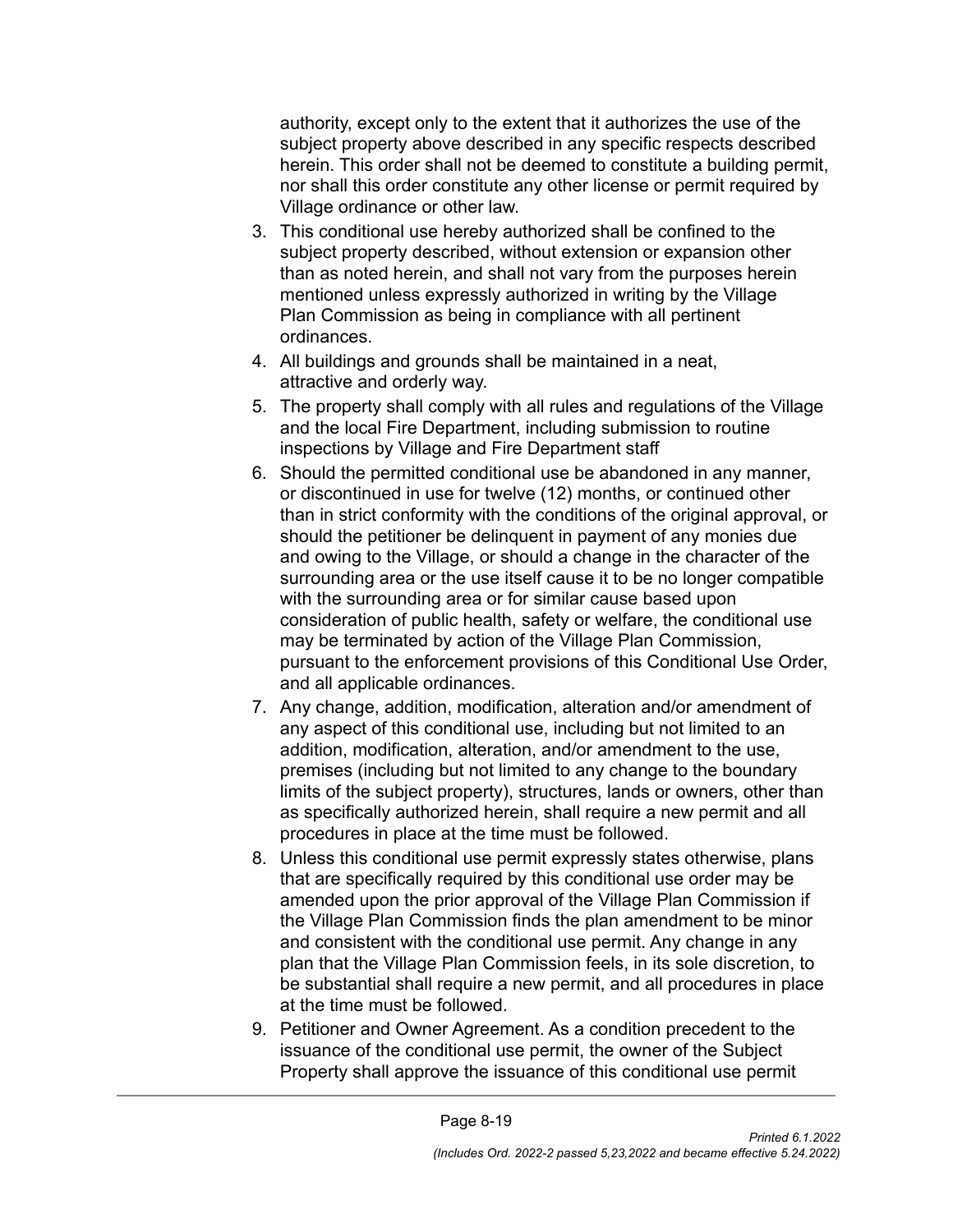authority, except only to the extent that it authorizes the use of the subject property above described in any specific respects described herein. This order shall not be deemed to constitute a building permit, nor shall this order constitute any other license or permit required by Village ordinance or other law.

3. This conditional use hereby authorized shall be confined to the subject property described, without extension or expansion other than as noted herein, and shall not vary from the purposes herein mentioned unless expressly authorized in writing by the Village Plan Commission as being in compliance with all pertinent ordinances.
4. All buildings and grounds shall be maintained in a neat, attractive and orderly way.
5. The property shall comply with all rules and regulations of the Village and the local Fire Department, including submission to routine inspections by Village and Fire Department staff
6. Should the permitted conditional use be abandoned in any manner, or discontinued in use for twelve (12) months, or continued other than in strict conformity with the conditions of the original approval, or should the petitioner be delinquent in payment of any monies due and owing to the Village, or should a change in the character of the surrounding area or the use itself cause it to be no longer compatible with the surrounding area or for similar cause based upon consideration of public health, safety or welfare, the conditional use may be terminated by action of the Village Plan Commission, pursuant to the enforcement provisions of this Conditional Use Order, and all applicable ordinances.
7. Any change, addition, modification, alteration and/or amendment of any aspect of this conditional use, including but not limited to an addition, modification, alteration, and/or amendment to the use, premises (including but not limited to any change to the boundary limits of the subject property), structures, lands or owners, other than as specifically authorized herein, shall require a new permit and all procedures in place at the time must be followed.
8. Unless this conditional use permit expressly states otherwise, plans that are specifically required by this conditional use order may be amended upon the prior approval of the Village Plan Commission if the Village Plan Commission finds the plan amendment to be minor and consistent with the conditional use permit. Any change in any plan that the Village Plan Commission feels, in its sole discretion, to be substantial shall require a new permit, and all procedures in place at the time must be followed.
9. Petitioner and Owner Agreement. As a condition precedent to the issuance of the conditional use permit, the owner of the Subject Property shall approve the issuance of this conditional use permit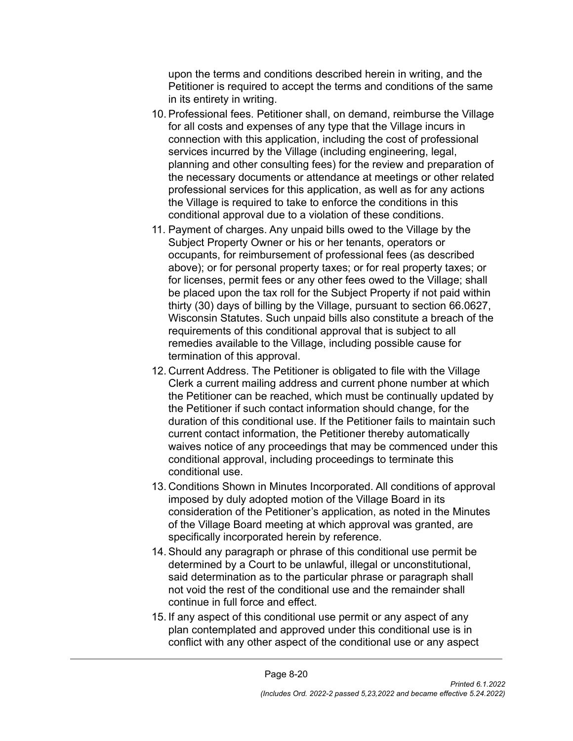upon the terms and conditions described herein in writing, and the Petitioner is required to accept the terms and conditions of the same in its entirety in writing.

10. Professional fees. Petitioner shall, on demand, reimburse the Village for all costs and expenses of any type that the Village incurs in connection with this application, including the cost of professional services incurred by the Village (including engineering, legal, planning and other consulting fees) for the review and preparation of the necessary documents or attendance at meetings or other related professional services for this application, as well as for any actions the Village is required to take to enforce the conditions in this conditional approval due to a violation of these conditions.
11. Payment of charges. Any unpaid bills owed to the Village by the Subject Property Owner or his or her tenants, operators or occupants, for reimbursement of professional fees (as described above); or for personal property taxes; or for real property taxes; or for licenses, permit fees or any other fees owed to the Village; shall be placed upon the tax roll for the Subject Property if not paid within thirty (30) days of billing by the Village, pursuant to section 66.0627, Wisconsin Statutes. Such unpaid bills also constitute a breach of the requirements of this conditional approval that is subject to all remedies available to the Village, including possible cause for termination of this approval.
12. Current Address. The Petitioner is obligated to file with the Village Clerk a current mailing address and current phone number at which the Petitioner can be reached, which must be continually updated by the Petitioner if such contact information should change, for the duration of this conditional use. If the Petitioner fails to maintain such current contact information, the Petitioner thereby automatically waives notice of any proceedings that may be commenced under this conditional approval, including proceedings to terminate this conditional use.
13. Conditions Shown in Minutes Incorporated. All conditions of approval imposed by duly adopted motion of the Village Board in its consideration of the Petitioner's application, as noted in the Minutes of the Village Board meeting at which approval was granted, are specifically incorporated herein by reference.
14. Should any paragraph or phrase of this conditional use permit be determined by a Court to be unlawful, illegal or unconstitutional, said determination as to the particular phrase or paragraph shall not void the rest of the conditional use and the remainder shall continue in full force and effect.
15. If any aspect of this conditional use permit or any aspect of any plan contemplated and approved under this conditional use is in conflict with any other aspect of the conditional use or any aspect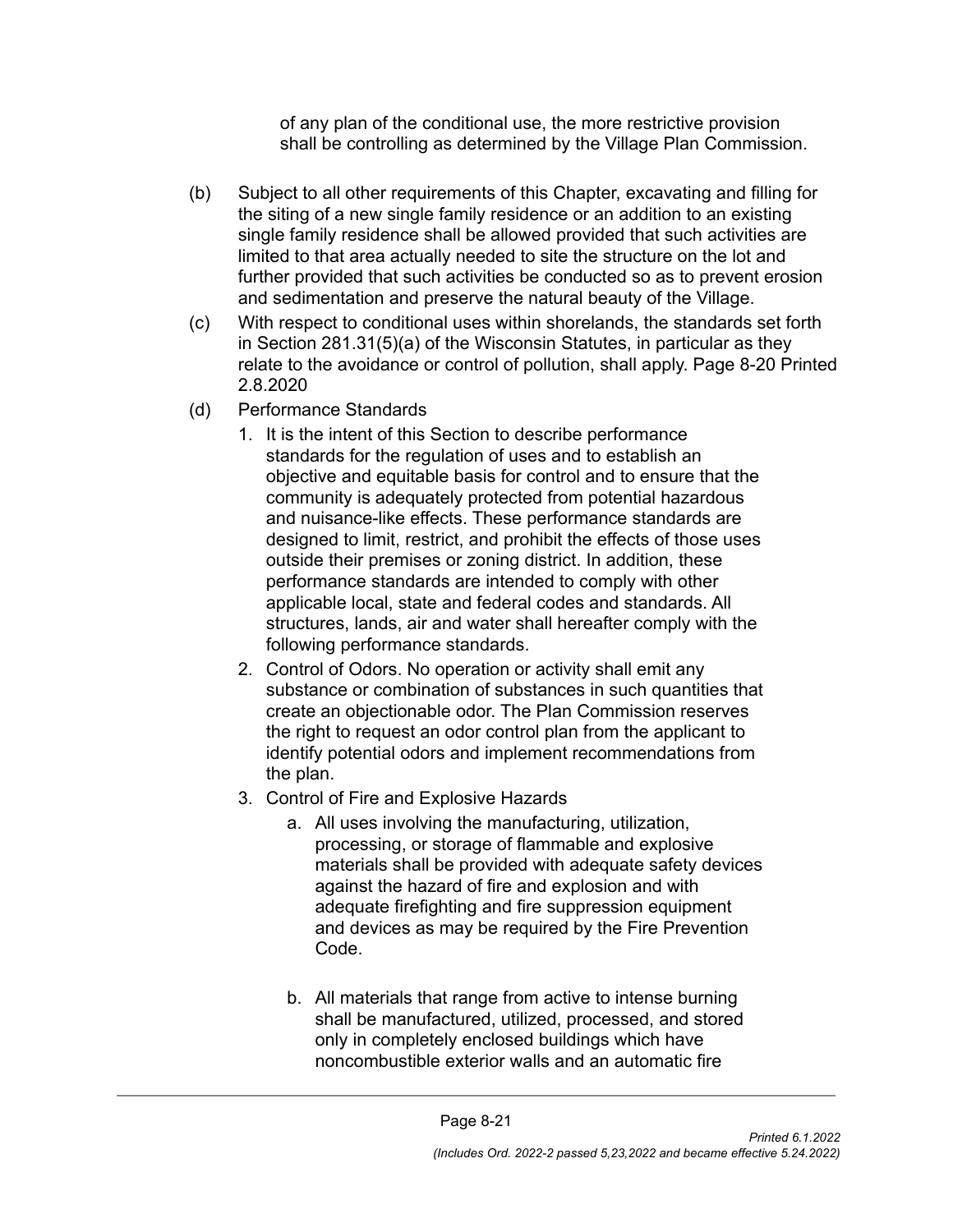of any plan of the conditional use, the more restrictive provision shall be controlling as determined by the Village Plan Commission.

(b) Subject to all other requirements of this Chapter, excavating and filling for the siting of a new single family residence or an addition to an existing single family residence shall be allowed provided that such activities are limited to that area actually needed to site the structure on the lot and further provided that such activities be conducted so as to prevent erosion and sedimentation and preserve the natural beauty of the Village.

(c) With respect to conditional uses within shorelands, the standards set forth in Section 281.31(5)(a) of the Wisconsin Statutes, in particular as they relate to the avoidance or control of pollution, shall apply. Page 8-20 Printed 2.8.2020

(d) Performance Standards

1. It is the intent of this Section to describe performance standards for the regulation of uses and to establish an objective and equitable basis for control and to ensure that the community is adequately protected from potential hazardous and nuisance-like effects. These performance standards are designed to limit, restrict, and prohibit the effects of those uses outside their premises or zoning district. In addition, these performance standards are intended to comply with other applicable local, state and federal codes and standards. All structures, lands, air and water shall hereafter comply with the following performance standards.
2. Control of Odors. No operation or activity shall emit any substance or combination of substances in such quantities that create an objectionable odor. The Plan Commission reserves the right to request an odor control plan from the applicant to identify potential odors and implement recommendations from the plan.
3. Control of Fire and Explosive Hazards
    a. All uses involving the manufacturing, utilization, processing, or storage of flammable and explosive materials shall be provided with adequate safety devices against the hazard of fire and explosion and with adequate firefighting and fire suppression equipment and devices as may be required by the Fire Prevention Code.

    b. All materials that range from active to intense burning shall be manufactured, utilized, processed, and stored only in completely enclosed buildings which have noncombustible exterior walls and an automatic fire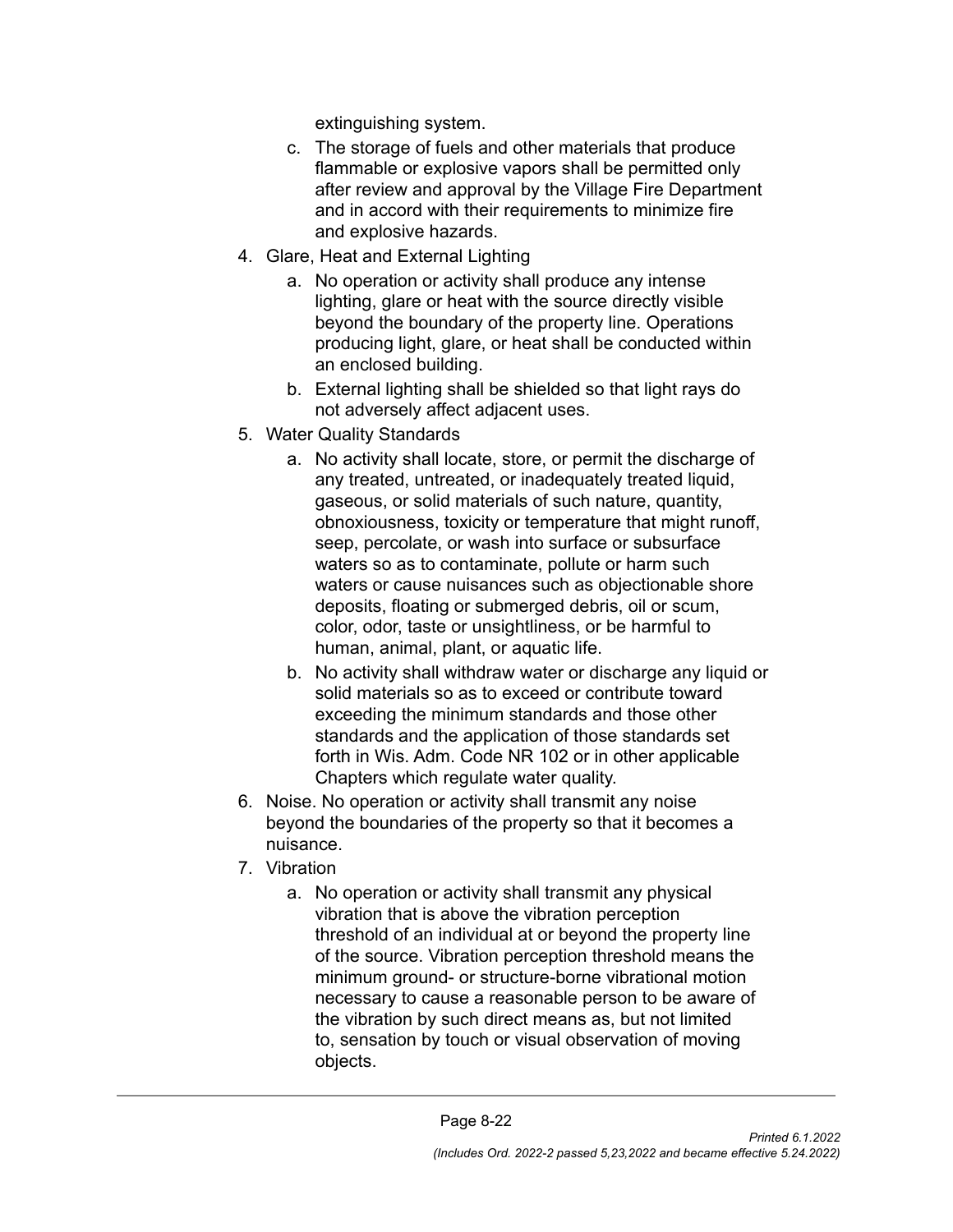extinguishing system.

   c. The storage of fuels and other materials that produce flammable or explosive vapors shall be permitted only after review and approval by the Village Fire Department and in accord with their requirements to minimize fire and explosive hazards.

4. Glare, Heat and External Lighting
   a. No operation or activity shall produce any intense lighting, glare or heat with the source directly visible beyond the boundary of the property line. Operations producing light, glare, or heat shall be conducted within an enclosed building.
   b. External lighting shall be shielded so that light rays do not adversely affect adjacent uses.
5. Water Quality Standards
   a. No activity shall locate, store, or permit the discharge of any treated, untreated, or inadequately treated liquid, gaseous, or solid materials of such nature, quantity, obnoxiousness, toxicity or temperature that might runoff, seep, percolate, or wash into surface or subsurface waters so as to contaminate, pollute or harm such waters or cause nuisances such as objectionable shore deposits, floating or submerged debris, oil or scum, color, odor, taste or unsightliness, or be harmful to human, animal, plant, or aquatic life.
   b. No activity shall withdraw water or discharge any liquid or solid materials so as to exceed or contribute toward exceeding the minimum standards and those other standards and the application of those standards set forth in Wis. Adm. Code NR 102 or in other applicable Chapters which regulate water quality.
6. Noise. No operation or activity shall transmit any noise beyond the boundaries of the property so that it becomes a nuisance.
7. Vibration
   a. No operation or activity shall transmit any physical vibration that is above the vibration perception threshold of an individual at or beyond the property line of the source. Vibration perception threshold means the minimum ground- or structure-borne vibrational motion necessary to cause a reasonable person to be aware of the vibration by such direct means as, but not limited to, sensation by touch or visual observation of moving objects.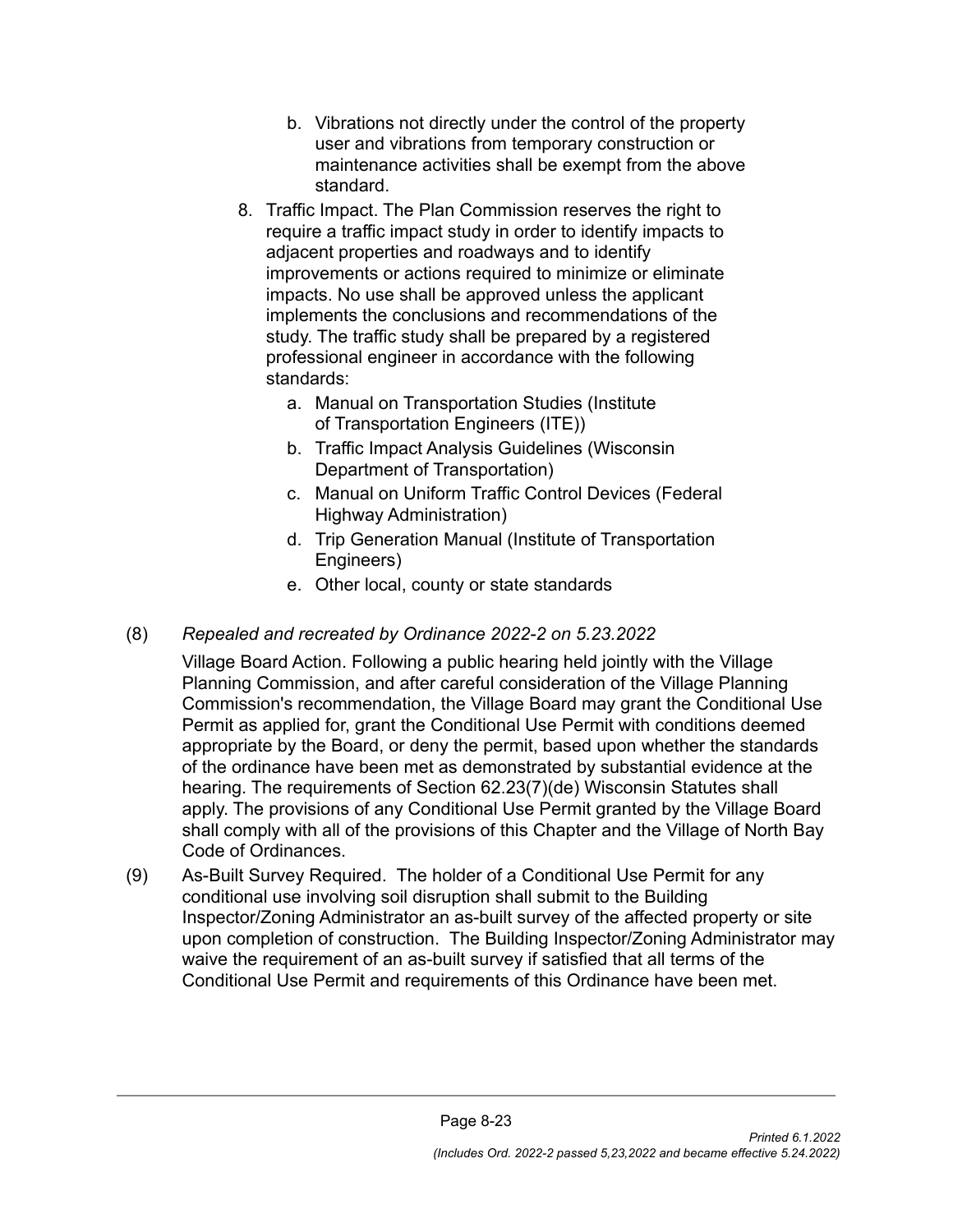b. Vibrations not directly under the control of the property user and vibrations from temporary construction or maintenance activities shall be exempt from the above standard.

8. Traffic Impact. The Plan Commission reserves the right to require a traffic impact study in order to identify impacts to adjacent properties and roadways and to identify improvements or actions required to minimize or eliminate impacts. No use shall be approved unless the applicant implements the conclusions and recommendations of the study. The traffic study shall be prepared by a registered professional engineer in accordance with the following standards:
   a. Manual on Transportation Studies (Institute of Transportation Engineers (ITE))
   b. Traffic Impact Analysis Guidelines (Wisconsin Department of Transportation)
   c. Manual on Uniform Traffic Control Devices (Federal Highway Administration)
   d. Trip Generation Manual (Institute of Transportation Engineers)
   e. Other local, county or state standards

(8) *Repealed and recreated by Ordinance 2022-2 on 5.23.2022*

Village Board Action. Following a public hearing held jointly with the Village Planning Commission, and after careful consideration of the Village Planning Commission's recommendation, the Village Board may grant the Conditional Use Permit as applied for, grant the Conditional Use Permit with conditions deemed appropriate by the Board, or deny the permit, based upon whether the standards of the ordinance have been met as demonstrated by substantial evidence at the hearing. The requirements of Section 62.23(7)(de) Wisconsin Statutes shall apply. The provisions of any Conditional Use Permit granted by the Village Board shall comply with all of the provisions of this Chapter and the Village of North Bay Code of Ordinances.

(9) As-Built Survey Required. The holder of a Conditional Use Permit for any conditional use involving soil disruption shall submit to the Building Inspector/Zoning Administrator an as-built survey of the affected property or site upon completion of construction. The Building Inspector/Zoning Administrator may waive the requirement of an as-built survey if satisfied that all terms of the Conditional Use Permit and requirements of this Ordinance have been met.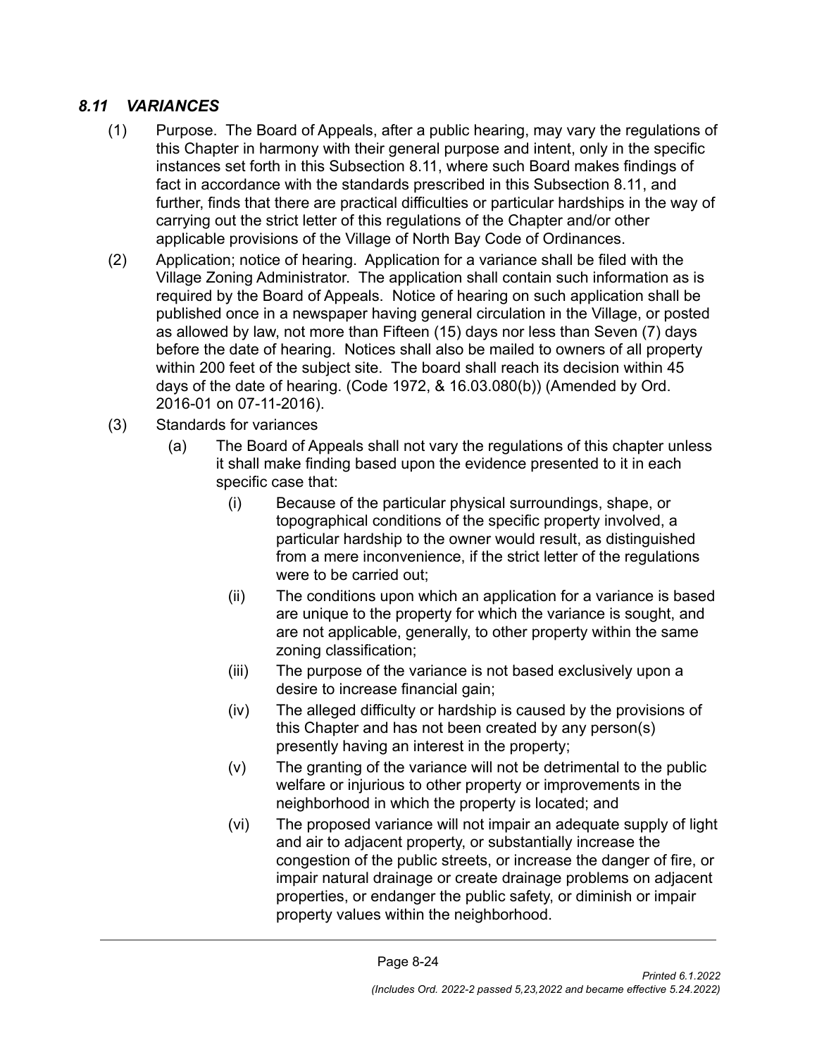## *8.11 VARIANCES*

(1) Purpose. The Board of Appeals, after a public hearing, may vary the regulations of this Chapter in harmony with their general purpose and intent, only in the specific instances set forth in this Subsection 8.11, where such Board makes findings of fact in accordance with the standards prescribed in this Subsection 8.11, and further, finds that there are practical difficulties or particular hardships in the way of carrying out the strict letter of this regulations of the Chapter and/or other applicable provisions of the Village of North Bay Code of Ordinances.

(2) Application; notice of hearing. Application for a variance shall be filed with the Village Zoning Administrator. The application shall contain such information as is required by the Board of Appeals. Notice of hearing on such application shall be published once in a newspaper having general circulation in the Village, or posted as allowed by law, not more than Fifteen (15) days nor less than Seven (7) days before the date of hearing. Notices shall also be mailed to owners of all property within 200 feet of the subject site. The board shall reach its decision within 45 days of the date of hearing. (Code 1972, & 16.03.080(b)) (Amended by Ord. 2016-01 on 07-11-2016).

(3) Standards for variances

(a) The Board of Appeals shall not vary the regulations of this chapter unless it shall make finding based upon the evidence presented to it in each specific case that:

(i) Because of the particular physical surroundings, shape, or topographical conditions of the specific property involved, a particular hardship to the owner would result, as distinguished from a mere inconvenience, if the strict letter of the regulations were to be carried out;

(ii) The conditions upon which an application for a variance is based are unique to the property for which the variance is sought, and are not applicable, generally, to other property within the same zoning classification;

(iii) The purpose of the variance is not based exclusively upon a desire to increase financial gain;

(iv) The alleged difficulty or hardship is caused by the provisions of this Chapter and has not been created by any person(s) presently having an interest in the property;

(v) The granting of the variance will not be detrimental to the public welfare or injurious to other property or improvements in the neighborhood in which the property is located; and

(vi) The proposed variance will not impair an adequate supply of light and air to adjacent property, or substantially increase the congestion of the public streets, or increase the danger of fire, or impair natural drainage or create drainage problems on adjacent properties, or endanger the public safety, or diminish or impair property values within the neighborhood.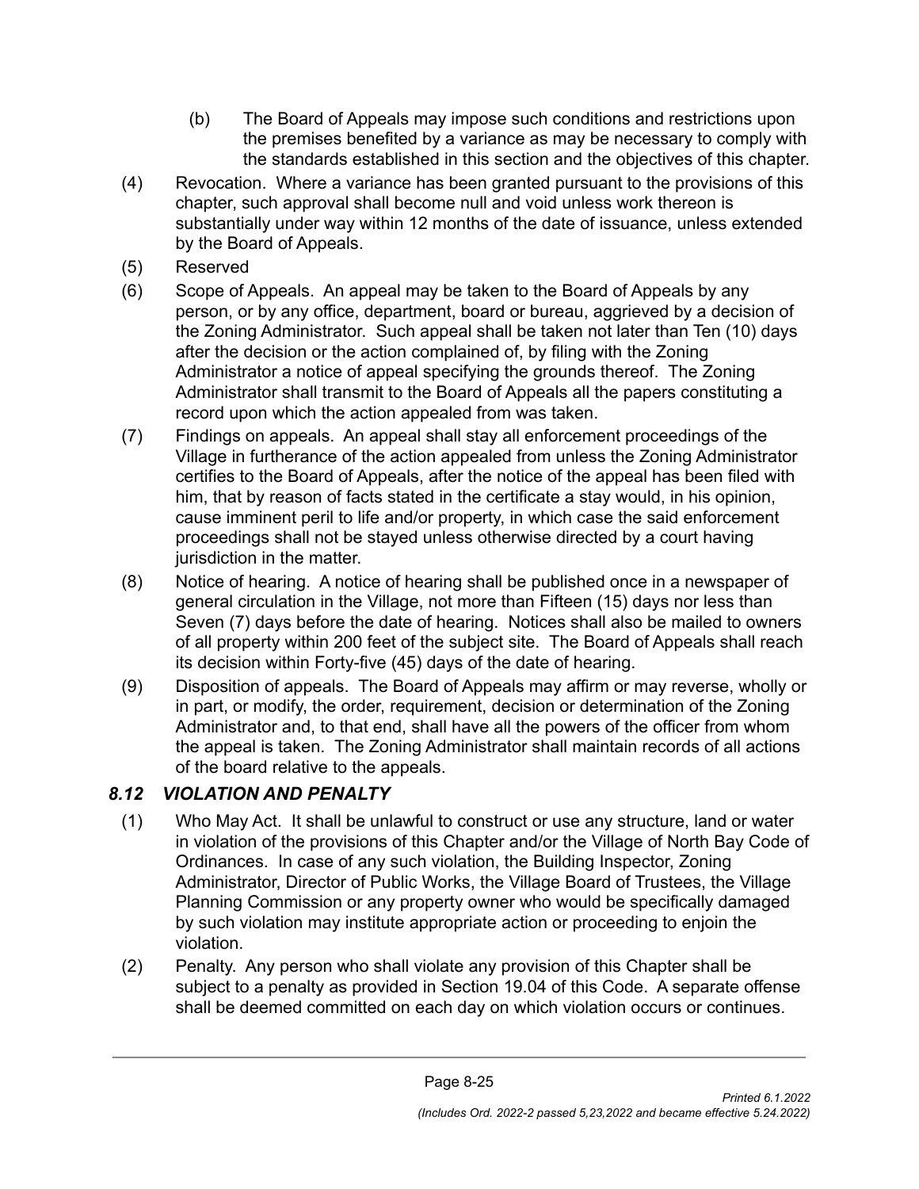(b) The Board of Appeals may impose such conditions and restrictions upon the premises benefited by a variance as may be necessary to comply with the standards established in this section and the objectives of this chapter.

(4) Revocation. Where a variance has been granted pursuant to the provisions of this chapter, such approval shall become null and void unless work thereon is substantially under way within 12 months of the date of issuance, unless extended by the Board of Appeals.

(5) Reserved

(6) Scope of Appeals. An appeal may be taken to the Board of Appeals by any person, or by any office, department, board or bureau, aggrieved by a decision of the Zoning Administrator. Such appeal shall be taken not later than Ten (10) days after the decision or the action complained of, by filing with the Zoning Administrator a notice of appeal specifying the grounds thereof. The Zoning Administrator shall transmit to the Board of Appeals all the papers constituting a record upon which the action appealed from was taken.

(7) Findings on appeals. An appeal shall stay all enforcement proceedings of the Village in furtherance of the action appealed from unless the Zoning Administrator certifies to the Board of Appeals, after the notice of the appeal has been filed with him, that by reason of facts stated in the certificate a stay would, in his opinion, cause imminent peril to life and/or property, in which case the said enforcement proceedings shall not be stayed unless otherwise directed by a court having jurisdiction in the matter.

(8) Notice of hearing. A notice of hearing shall be published once in a newspaper of general circulation in the Village, not more than Fifteen (15) days nor less than Seven (7) days before the date of hearing. Notices shall also be mailed to owners of all property within 200 feet of the subject site. The Board of Appeals shall reach its decision within Forty-five (45) days of the date of hearing.

(9) Disposition of appeals. The Board of Appeals may affirm or may reverse, wholly or in part, or modify, the order, requirement, decision or determination of the Zoning Administrator and, to that end, shall have all the powers of the officer from whom the appeal is taken. The Zoning Administrator shall maintain records of all actions of the board relative to the appeals.

## *8.12 VIOLATION AND PENALTY*

(1) Who May Act. It shall be unlawful to construct or use any structure, land or water in violation of the provisions of this Chapter and/or the Village of North Bay Code of Ordinances. In case of any such violation, the Building Inspector, Zoning Administrator, Director of Public Works, the Village Board of Trustees, the Village Planning Commission or any property owner who would be specifically damaged by such violation may institute appropriate action or proceeding to enjoin the violation.

(2) Penalty. Any person who shall violate any provision of this Chapter shall be subject to a penalty as provided in Section 19.04 of this Code. A separate offense shall be deemed committed on each day on which violation occurs or continues.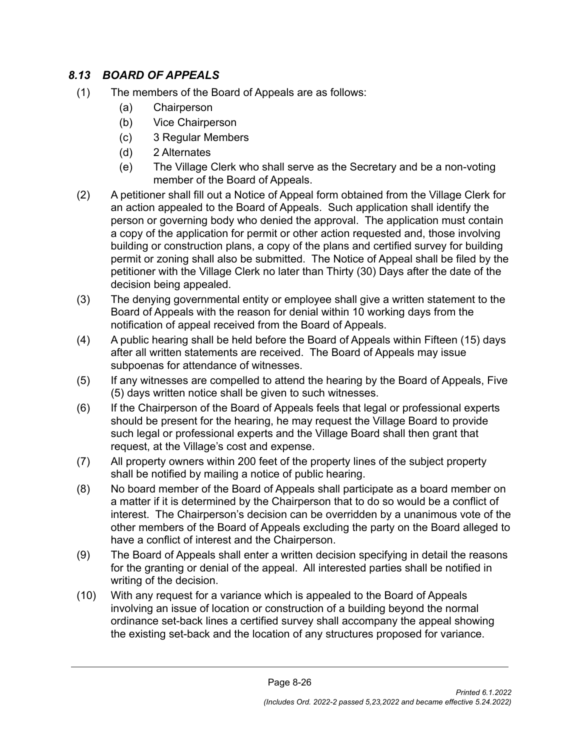## *8.13 BOARD OF APPEALS*

(1) The members of the Board of Appeals are as follows:

- (a) Chairperson
- (b) Vice Chairperson
- (c) 3 Regular Members
- (d) 2 Alternates
- (e) The Village Clerk who shall serve as the Secretary and be a non-voting member of the Board of Appeals.

(2) A petitioner shall fill out a Notice of Appeal form obtained from the Village Clerk for an action appealed to the Board of Appeals. Such application shall identify the person or governing body who denied the approval. The application must contain a copy of the application for permit or other action requested and, those involving building or construction plans, a copy of the plans and certified survey for building permit or zoning shall also be submitted. The Notice of Appeal shall be filed by the petitioner with the Village Clerk no later than Thirty (30) Days after the date of the decision being appealed.

(3) The denying governmental entity or employee shall give a written statement to the Board of Appeals with the reason for denial within 10 working days from the notification of appeal received from the Board of Appeals.

(4) A public hearing shall be held before the Board of Appeals within Fifteen (15) days after all written statements are received. The Board of Appeals may issue subpoenas for attendance of witnesses.

(5) If any witnesses are compelled to attend the hearing by the Board of Appeals, Five (5) days written notice shall be given to such witnesses.

(6) If the Chairperson of the Board of Appeals feels that legal or professional experts should be present for the hearing, he may request the Village Board to provide such legal or professional experts and the Village Board shall then grant that request, at the Village's cost and expense.

(7) All property owners within 200 feet of the property lines of the subject property shall be notified by mailing a notice of public hearing.

(8) No board member of the Board of Appeals shall participate as a board member on a matter if it is determined by the Chairperson that to do so would be a conflict of interest. The Chairperson's decision can be overridden by a unanimous vote of the other members of the Board of Appeals excluding the party on the Board alleged to have a conflict of interest and the Chairperson.

(9) The Board of Appeals shall enter a written decision specifying in detail the reasons for the granting or denial of the appeal. All interested parties shall be notified in writing of the decision.

(10) With any request for a variance which is appealed to the Board of Appeals involving an issue of location or construction of a building beyond the normal ordinance set-back lines a certified survey shall accompany the appeal showing the existing set-back and the location of any structures proposed for variance.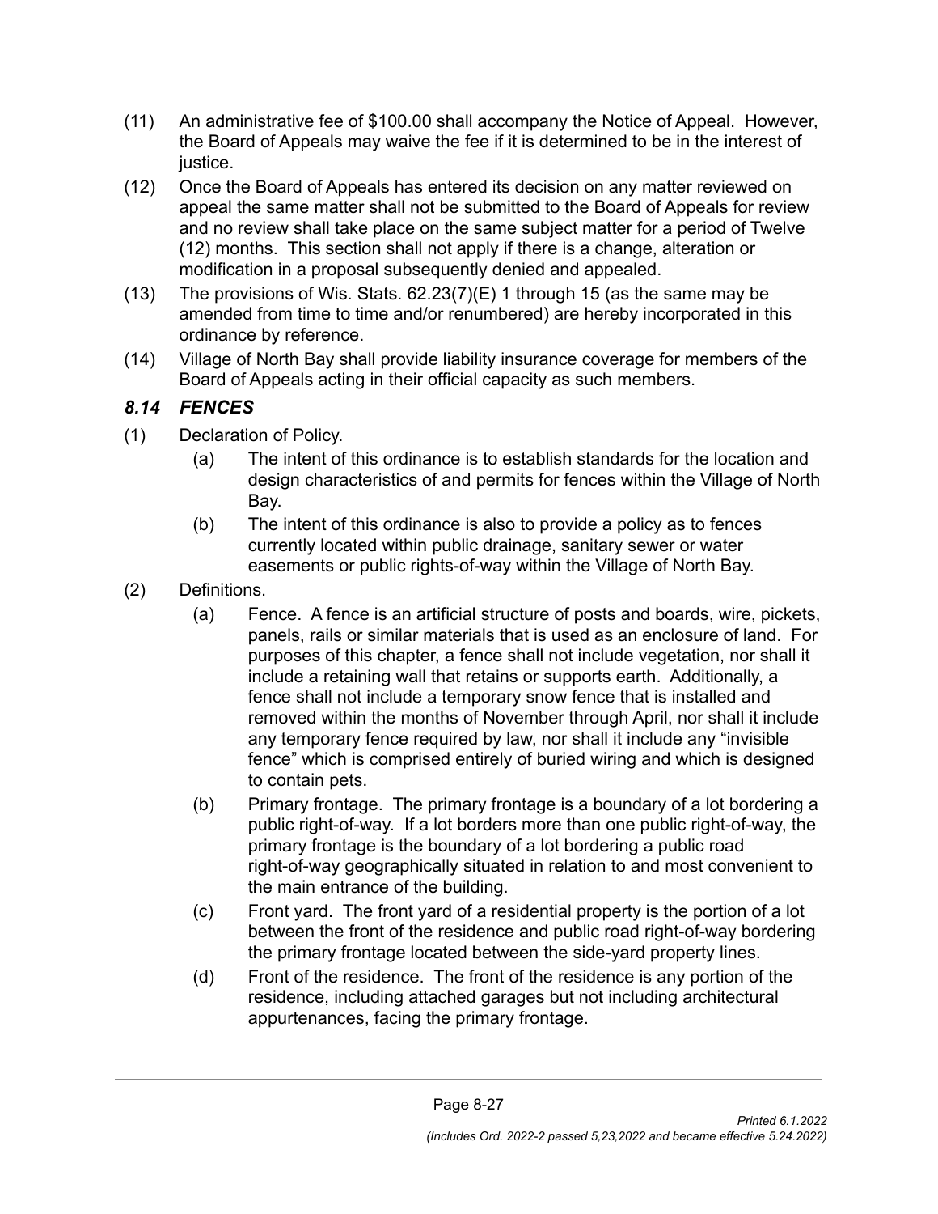(11) An administrative fee of $100.00 shall accompany the Notice of Appeal. However, the Board of Appeals may waive the fee if it is determined to be in the interest of justice.

(12) Once the Board of Appeals has entered its decision on any matter reviewed on appeal the same matter shall not be submitted to the Board of Appeals for review and no review shall take place on the same subject matter for a period of Twelve (12) months. This section shall not apply if there is a change, alteration or modification in a proposal subsequently denied and appealed.

(13) The provisions of Wis. Stats. 62.23(7)(E) 1 through 15 (as the same may be amended from time to time and/or renumbered) are hereby incorporated in this ordinance by reference.

(14) Village of North Bay shall provide liability insurance coverage for members of the Board of Appeals acting in their official capacity as such members.

### *8.14 FENCES*

(1) Declaration of Policy.

- (a) The intent of this ordinance is to establish standards for the location and design characteristics of and permits for fences within the Village of North Bay.
- (b) The intent of this ordinance is also to provide a policy as to fences currently located within public drainage, sanitary sewer or water easements or public rights-of-way within the Village of North Bay.

(2) Definitions.

- (a) Fence. A fence is an artificial structure of posts and boards, wire, pickets, panels, rails or similar materials that is used as an enclosure of land. For purposes of this chapter, a fence shall not include vegetation, nor shall it include a retaining wall that retains or supports earth. Additionally, a fence shall not include a temporary snow fence that is installed and removed within the months of November through April, nor shall it include any temporary fence required by law, nor shall it include any "invisible fence" which is comprised entirely of buried wiring and which is designed to contain pets.
- (b) Primary frontage. The primary frontage is a boundary of a lot bordering a public right-of-way. If a lot borders more than one public right-of-way, the primary frontage is the boundary of a lot bordering a public road right-of-way geographically situated in relation to and most convenient to the main entrance of the building.
- (c) Front yard. The front yard of a residential property is the portion of a lot between the front of the residence and public road right-of-way bordering the primary frontage located between the side-yard property lines.
- (d) Front of the residence. The front of the residence is any portion of the residence, including attached garages but not including architectural appurtenances, facing the primary frontage.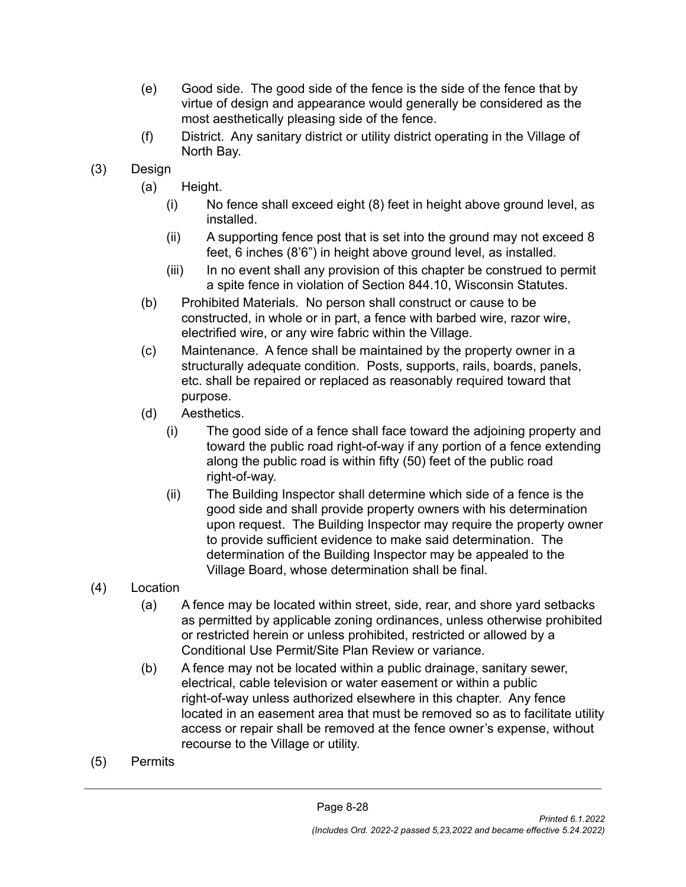(e) Good side. The good side of the fence is the side of the fence that by virtue of design and appearance would generally be considered as the most aesthetically pleasing side of the fence.

(f) District. Any sanitary district or utility district operating in the Village of North Bay.

(3) Design

(a) Height.

(i) No fence shall exceed eight (8) feet in height above ground level, as installed.

(ii) A supporting fence post that is set into the ground may not exceed 8 feet, 6 inches (8'6") in height above ground level, as installed.

(iii) In no event shall any provision of this chapter be construed to permit a spite fence in violation of Section 844.10, Wisconsin Statutes.

(b) Prohibited Materials. No person shall construct or cause to be constructed, in whole or in part, a fence with barbed wire, razor wire, electrified wire, or any wire fabric within the Village.

(c) Maintenance. A fence shall be maintained by the property owner in a structurally adequate condition. Posts, supports, rails, boards, panels, etc. shall be repaired or replaced as reasonably required toward that purpose.

(d) Aesthetics.

(i) The good side of a fence shall face toward the adjoining property and toward the public road right-of-way if any portion of a fence extending along the public road is within fifty (50) feet of the public road right-of-way.

(ii) The Building Inspector shall determine which side of a fence is the good side and shall provide property owners with his determination upon request. The Building Inspector may require the property owner to provide sufficient evidence to make said determination. The determination of the Building Inspector may be appealed to the Village Board, whose determination shall be final.

(4) Location

(a) A fence may be located within street, side, rear, and shore yard setbacks as permitted by applicable zoning ordinances, unless otherwise prohibited or restricted herein or unless prohibited, restricted or allowed by a Conditional Use Permit/Site Plan Review or variance.

(b) A fence may not be located within a public drainage, sanitary sewer, electrical, cable television or water easement or within a public right-of-way unless authorized elsewhere in this chapter. Any fence located in an easement area that must be removed so as to facilitate utility access or repair shall be removed at the fence owner's expense, without recourse to the Village or utility.

(5) Permits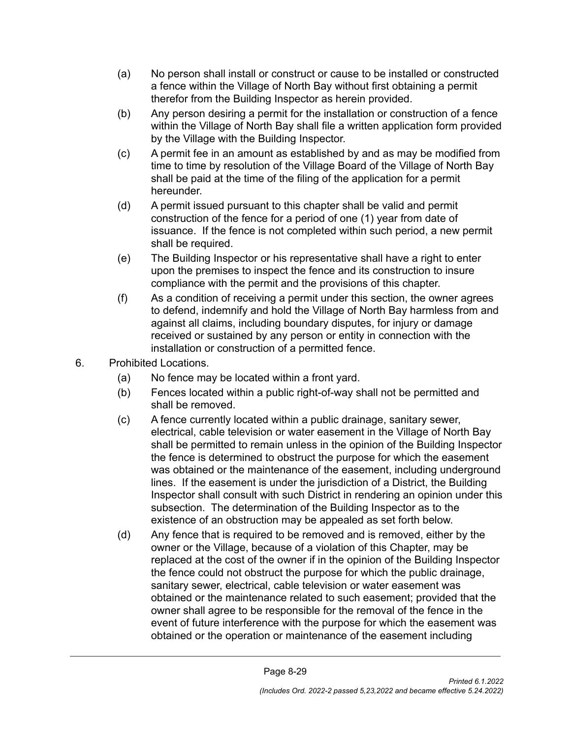(a) No person shall install or construct or cause to be installed or constructed a fence within the Village of North Bay without first obtaining a permit therefor from the Building Inspector as herein provided.

(b) Any person desiring a permit for the installation or construction of a fence within the Village of North Bay shall file a written application form provided by the Village with the Building Inspector.

(c) A permit fee in an amount as established by and as may be modified from time to time by resolution of the Village Board of the Village of North Bay shall be paid at the time of the filing of the application for a permit hereunder.

(d) A permit issued pursuant to this chapter shall be valid and permit construction of the fence for a period of one (1) year from date of issuance. If the fence is not completed within such period, a new permit shall be required.

(e) The Building Inspector or his representative shall have a right to enter upon the premises to inspect the fence and its construction to insure compliance with the permit and the provisions of this chapter.

(f) As a condition of receiving a permit under this section, the owner agrees to defend, indemnify and hold the Village of North Bay harmless from and against all claims, including boundary disputes, for injury or damage received or sustained by any person or entity in connection with the installation or construction of a permitted fence.

6. Prohibited Locations.

(a) No fence may be located within a front yard.

(b) Fences located within a public right-of-way shall not be permitted and shall be removed.

(c) A fence currently located within a public drainage, sanitary sewer, electrical, cable television or water easement in the Village of North Bay shall be permitted to remain unless in the opinion of the Building Inspector the fence is determined to obstruct the purpose for which the easement was obtained or the maintenance of the easement, including underground lines. If the easement is under the jurisdiction of a District, the Building Inspector shall consult with such District in rendering an opinion under this subsection. The determination of the Building Inspector as to the existence of an obstruction may be appealed as set forth below.

(d) Any fence that is required to be removed and is removed, either by the owner or the Village, because of a violation of this Chapter, may be replaced at the cost of the owner if in the opinion of the Building Inspector the fence could not obstruct the purpose for which the public drainage, sanitary sewer, electrical, cable television or water easement was obtained or the maintenance related to such easement; provided that the owner shall agree to be responsible for the removal of the fence in the event of future interference with the purpose for which the easement was obtained or the operation or maintenance of the easement including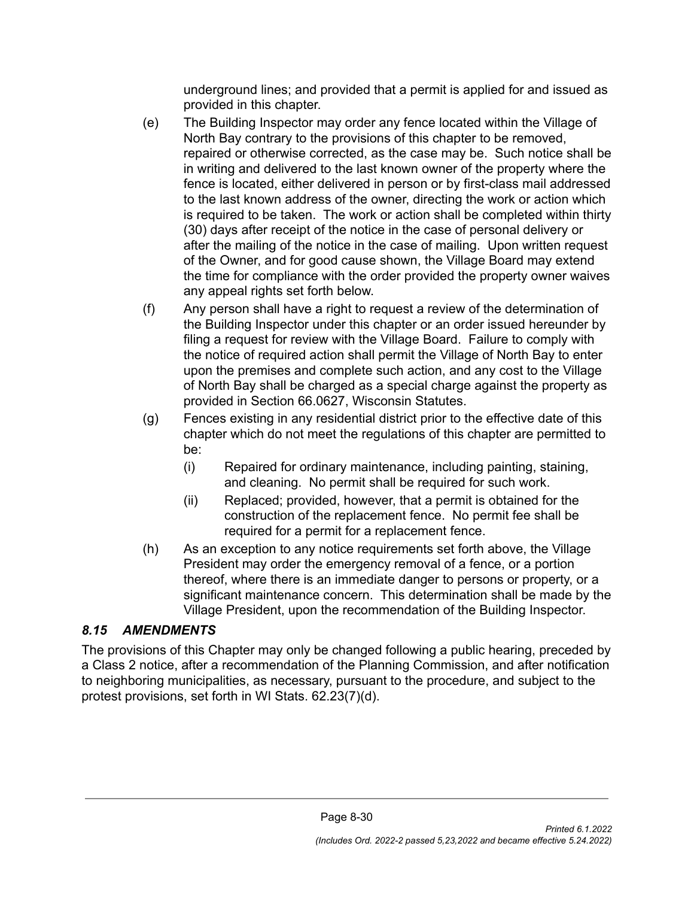underground lines; and provided that a permit is applied for and issued as provided in this chapter.

(e) The Building Inspector may order any fence located within the Village of North Bay contrary to the provisions of this chapter to be removed, repaired or otherwise corrected, as the case may be. Such notice shall be in writing and delivered to the last known owner of the property where the fence is located, either delivered in person or by first-class mail addressed to the last known address of the owner, directing the work or action which is required to be taken. The work or action shall be completed within thirty (30) days after receipt of the notice in the case of personal delivery or after the mailing of the notice in the case of mailing. Upon written request of the Owner, and for good cause shown, the Village Board may extend the time for compliance with the order provided the property owner waives any appeal rights set forth below.

(f) Any person shall have a right to request a review of the determination of the Building Inspector under this chapter or an order issued hereunder by filing a request for review with the Village Board. Failure to comply with the notice of required action shall permit the Village of North Bay to enter upon the premises and complete such action, and any cost to the Village of North Bay shall be charged as a special charge against the property as provided in Section 66.0627, Wisconsin Statutes.

(g) Fences existing in any residential district prior to the effective date of this chapter which do not meet the regulations of this chapter are permitted to be:

  (i) Repaired for ordinary maintenance, including painting, staining, and cleaning. No permit shall be required for such work.

  (ii) Replaced; provided, however, that a permit is obtained for the construction of the replacement fence. No permit fee shall be required for a permit for a replacement fence.

(h) As an exception to any notice requirements set forth above, the Village President may order the emergency removal of a fence, or a portion thereof, where there is an immediate danger to persons or property, or a significant maintenance concern. This determination shall be made by the Village President, upon the recommendation of the Building Inspector.

### *8.15 AMENDMENTS*

The provisions of this Chapter may only be changed following a public hearing, preceded by a Class 2 notice, after a recommendation of the Planning Commission, and after notification to neighboring municipalities, as necessary, pursuant to the procedure, and subject to the protest provisions, set forth in WI Stats. 62.23(7)(d).